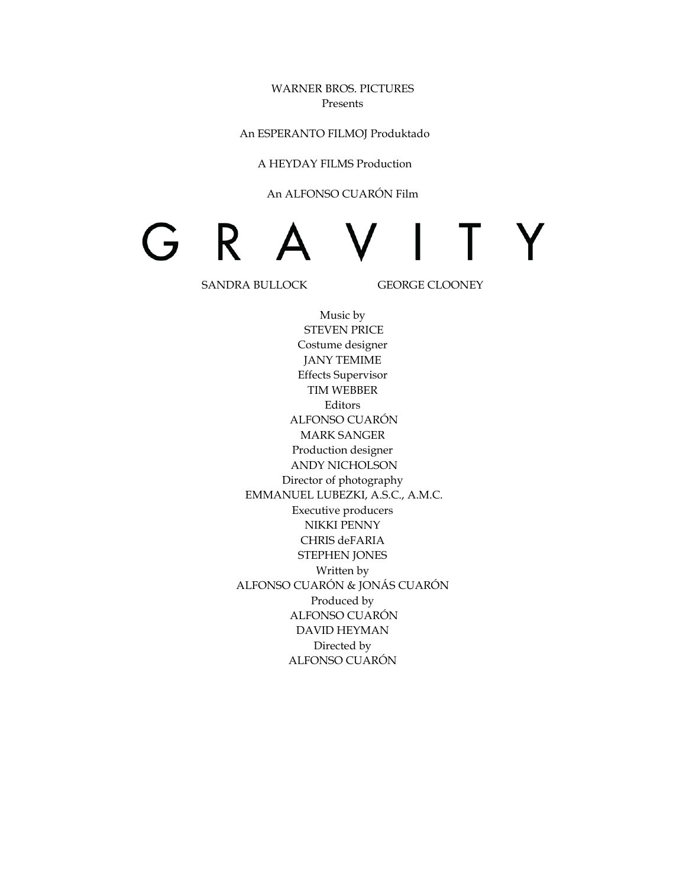WARNER BROS. PICTURES
Presents

An ESPERANTO FILMOJ Produktado

A HEYDAY FILMS Production

An ALFONSO CUARÓN Film

# G R A V I T Y

SANDRA BULLOCK GEORGE CLOONEY

Music by
STEVEN PRICE
Costume designer
JANY TEMIME
Effects Supervisor
TIM WEBBER
Editors
ALFONSO CUARÓN
MARK SANGER
Production designer
ANDY NICHOLSON
Director of photography
EMMANUEL LUBEZKI, A.S.C., A.M.C.
Executive producers
NIKKI PENNY
CHRIS deFARIA
STEPHEN JONES
Written by
ALFONSO CUARÓN & JONÁS CUARÓN
Produced by
ALFONSO CUARÓN
DAVID HEYMAN
Directed by
ALFONSO CUARÓN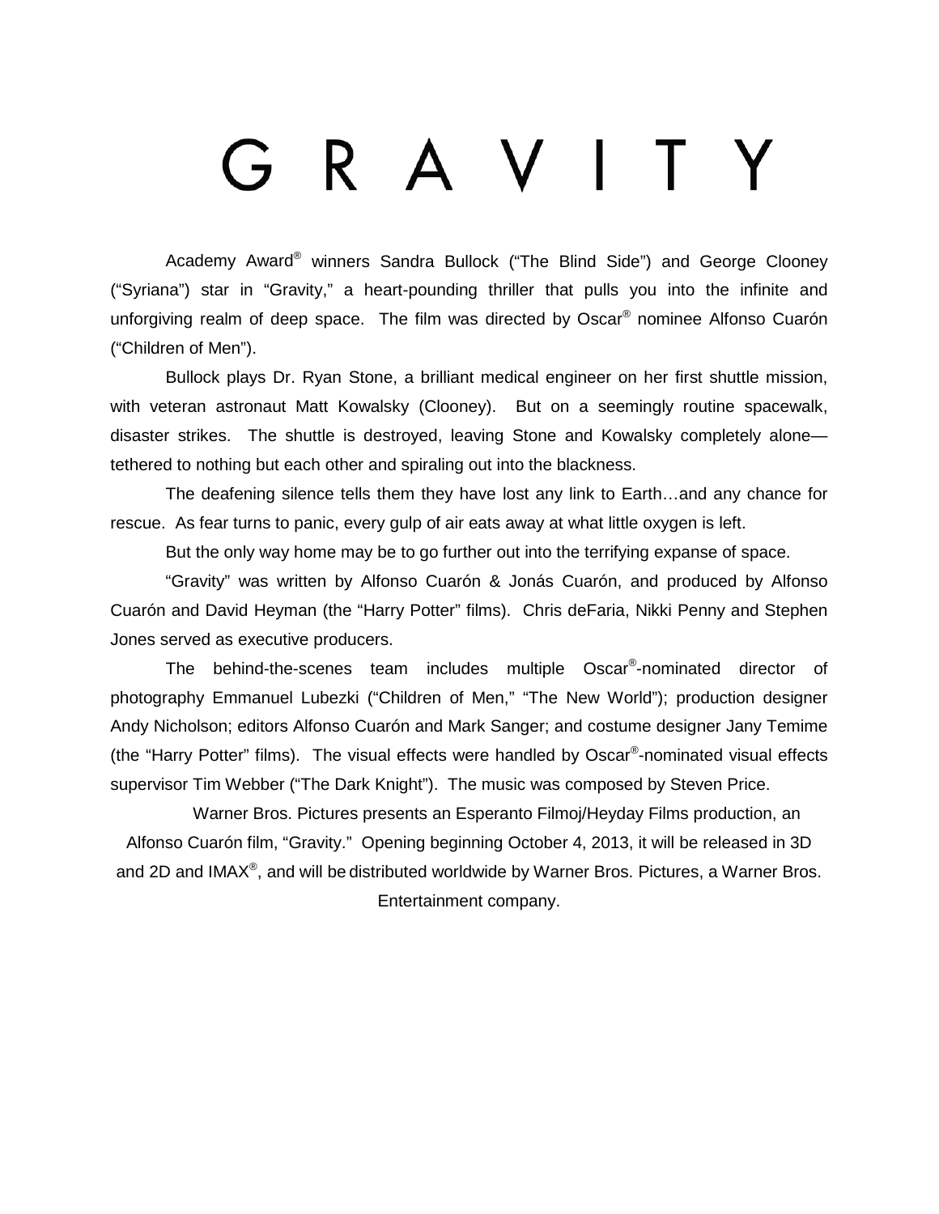# GRAVITY

Academy Award® winners Sandra Bullock ("The Blind Side") and George Clooney ("Syriana") star in "Gravity," a heart-pounding thriller that pulls you into the infinite and unforgiving realm of deep space. The film was directed by Oscar® nominee Alfonso Cuarón ("Children of Men").

Bullock plays Dr. Ryan Stone, a brilliant medical engineer on her first shuttle mission, with veteran astronaut Matt Kowalsky (Clooney). But on a seemingly routine spacewalk, disaster strikes. The shuttle is destroyed, leaving Stone and Kowalsky completely alone—tethered to nothing but each other and spiraling out into the blackness.

The deafening silence tells them they have lost any link to Earth…and any chance for rescue. As fear turns to panic, every gulp of air eats away at what little oxygen is left.

But the only way home may be to go further out into the terrifying expanse of space.

"Gravity" was written by Alfonso Cuarón & Jonás Cuarón, and produced by Alfonso Cuarón and David Heyman (the "Harry Potter" films). Chris deFaria, Nikki Penny and Stephen Jones served as executive producers.

The behind-the-scenes team includes multiple Oscar®-nominated director of photography Emmanuel Lubezki ("Children of Men," "The New World"); production designer Andy Nicholson; editors Alfonso Cuarón and Mark Sanger; and costume designer Jany Temime (the "Harry Potter" films). The visual effects were handled by Oscar®-nominated visual effects supervisor Tim Webber ("The Dark Knight"). The music was composed by Steven Price.

Warner Bros. Pictures presents an Esperanto Filmoj/Heyday Films production, an Alfonso Cuarón film, "Gravity." Opening beginning October 4, 2013, it will be released in 3D and 2D and IMAX®, and will be distributed worldwide by Warner Bros. Pictures, a Warner Bros. Entertainment company.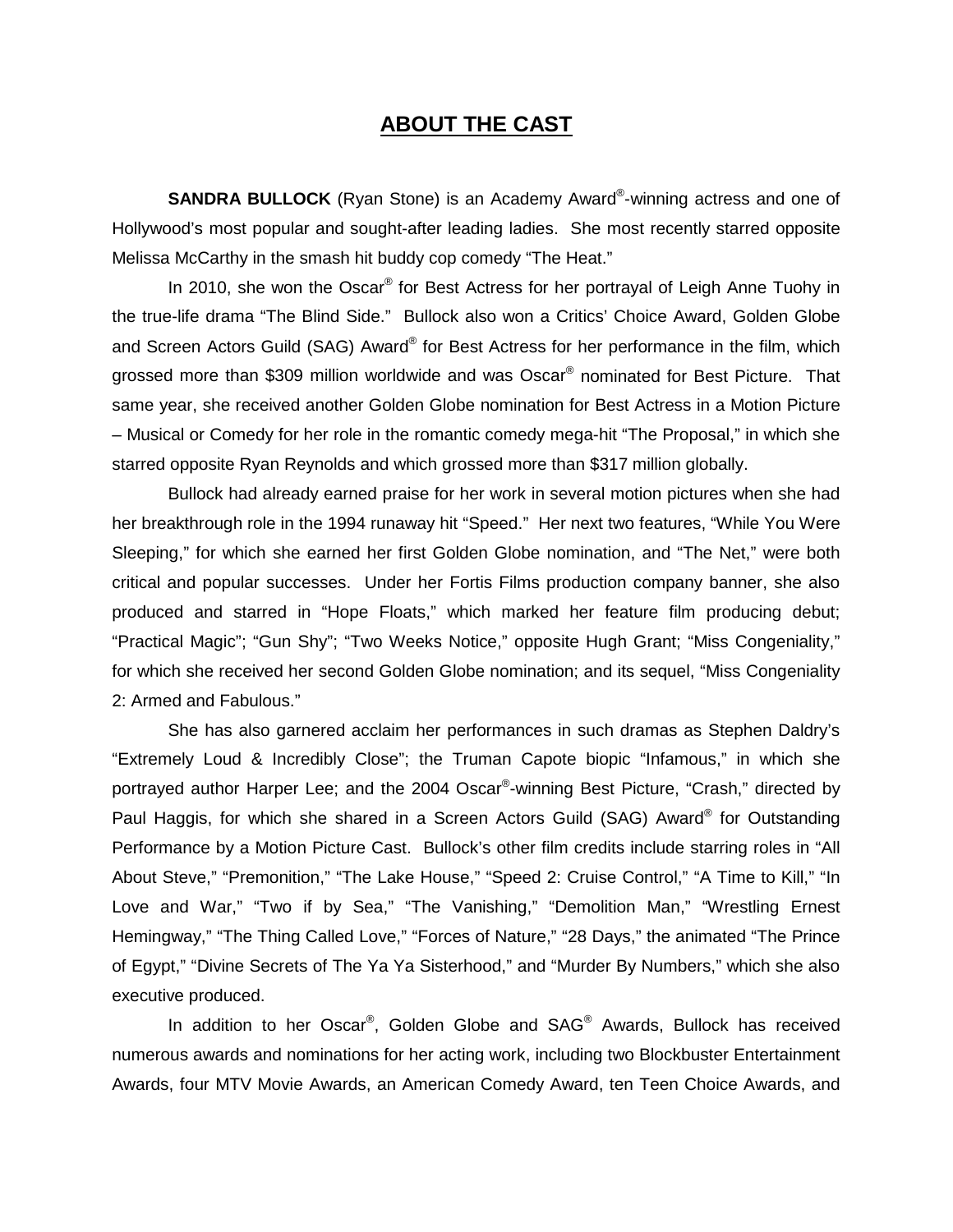# ABOUT THE CAST

**SANDRA BULLOCK** (Ryan Stone) is an Academy Award®-winning actress and one of Hollywood's most popular and sought-after leading ladies. She most recently starred opposite Melissa McCarthy in the smash hit buddy cop comedy "The Heat."

In 2010, she won the Oscar® for Best Actress for her portrayal of Leigh Anne Tuohy in the true-life drama "The Blind Side." Bullock also won a Critics' Choice Award, Golden Globe and Screen Actors Guild (SAG) Award® for Best Actress for her performance in the film, which grossed more than $309 million worldwide and was Oscar® nominated for Best Picture. That same year, she received another Golden Globe nomination for Best Actress in a Motion Picture – Musical or Comedy for her role in the romantic comedy mega-hit "The Proposal," in which she starred opposite Ryan Reynolds and which grossed more than $317 million globally.

Bullock had already earned praise for her work in several motion pictures when she had her breakthrough role in the 1994 runaway hit "Speed." Her next two features, "While You Were Sleeping," for which she earned her first Golden Globe nomination, and "The Net," were both critical and popular successes. Under her Fortis Films production company banner, she also produced and starred in "Hope Floats," which marked her feature film producing debut; "Practical Magic"; "Gun Shy"; "Two Weeks Notice," opposite Hugh Grant; "Miss Congeniality," for which she received her second Golden Globe nomination; and its sequel, "Miss Congeniality 2: Armed and Fabulous."

She has also garnered acclaim her performances in such dramas as Stephen Daldry's "Extremely Loud & Incredibly Close"; the Truman Capote biopic "Infamous," in which she portrayed author Harper Lee; and the 2004 Oscar®-winning Best Picture, "Crash," directed by Paul Haggis, for which she shared in a Screen Actors Guild (SAG) Award® for Outstanding Performance by a Motion Picture Cast. Bullock's other film credits include starring roles in "All About Steve," "Premonition," "The Lake House," "Speed 2: Cruise Control," "A Time to Kill," "In Love and War," "Two if by Sea," "The Vanishing," "Demolition Man," "Wrestling Ernest Hemingway," "The Thing Called Love," "Forces of Nature," "28 Days," the animated "The Prince of Egypt," "Divine Secrets of The Ya Ya Sisterhood," and "Murder By Numbers," which she also executive produced.

In addition to her Oscar®, Golden Globe and SAG® Awards, Bullock has received numerous awards and nominations for her acting work, including two Blockbuster Entertainment Awards, four MTV Movie Awards, an American Comedy Award, ten Teen Choice Awards, and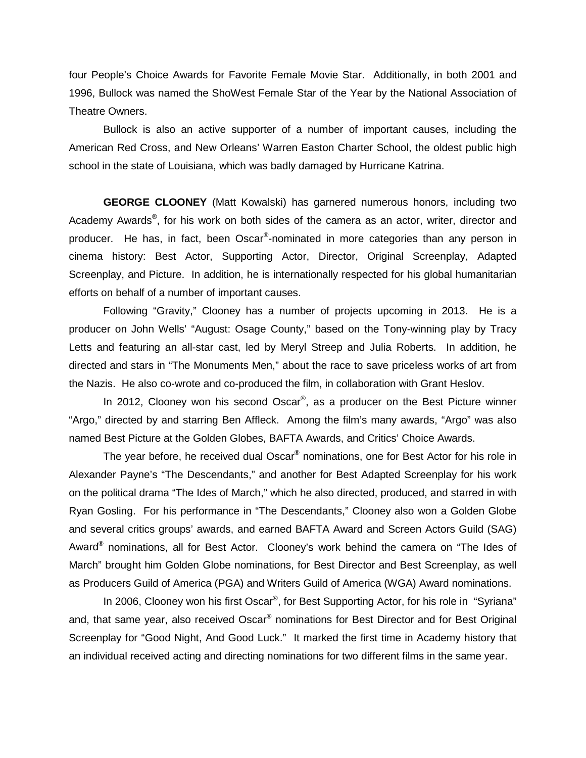four People's Choice Awards for Favorite Female Movie Star. Additionally, in both 2001 and 1996, Bullock was named the ShoWest Female Star of the Year by the National Association of Theatre Owners.

Bullock is also an active supporter of a number of important causes, including the American Red Cross, and New Orleans' Warren Easton Charter School, the oldest public high school in the state of Louisiana, which was badly damaged by Hurricane Katrina.

**GEORGE CLOONEY** (Matt Kowalski) has garnered numerous honors, including two Academy Awards®, for his work on both sides of the camera as an actor, writer, director and producer. He has, in fact, been Oscar®-nominated in more categories than any person in cinema history: Best Actor, Supporting Actor, Director, Original Screenplay, Adapted Screenplay, and Picture. In addition, he is internationally respected for his global humanitarian efforts on behalf of a number of important causes.

Following "Gravity," Clooney has a number of projects upcoming in 2013. He is a producer on John Wells' "August: Osage County," based on the Tony-winning play by Tracy Letts and featuring an all-star cast, led by Meryl Streep and Julia Roberts. In addition, he directed and stars in "The Monuments Men," about the race to save priceless works of art from the Nazis. He also co-wrote and co-produced the film, in collaboration with Grant Heslov.

In 2012, Clooney won his second Oscar®, as a producer on the Best Picture winner "Argo," directed by and starring Ben Affleck. Among the film's many awards, "Argo" was also named Best Picture at the Golden Globes, BAFTA Awards, and Critics' Choice Awards.

The year before, he received dual Oscar® nominations, one for Best Actor for his role in Alexander Payne's "The Descendants," and another for Best Adapted Screenplay for his work on the political drama "The Ides of March," which he also directed, produced, and starred in with Ryan Gosling. For his performance in "The Descendants," Clooney also won a Golden Globe and several critics groups' awards, and earned BAFTA Award and Screen Actors Guild (SAG) Award® nominations, all for Best Actor. Clooney's work behind the camera on "The Ides of March" brought him Golden Globe nominations, for Best Director and Best Screenplay, as well as Producers Guild of America (PGA) and Writers Guild of America (WGA) Award nominations.

In 2006, Clooney won his first Oscar®, for Best Supporting Actor, for his role in "Syriana" and, that same year, also received Oscar® nominations for Best Director and for Best Original Screenplay for "Good Night, And Good Luck." It marked the first time in Academy history that an individual received acting and directing nominations for two different films in the same year.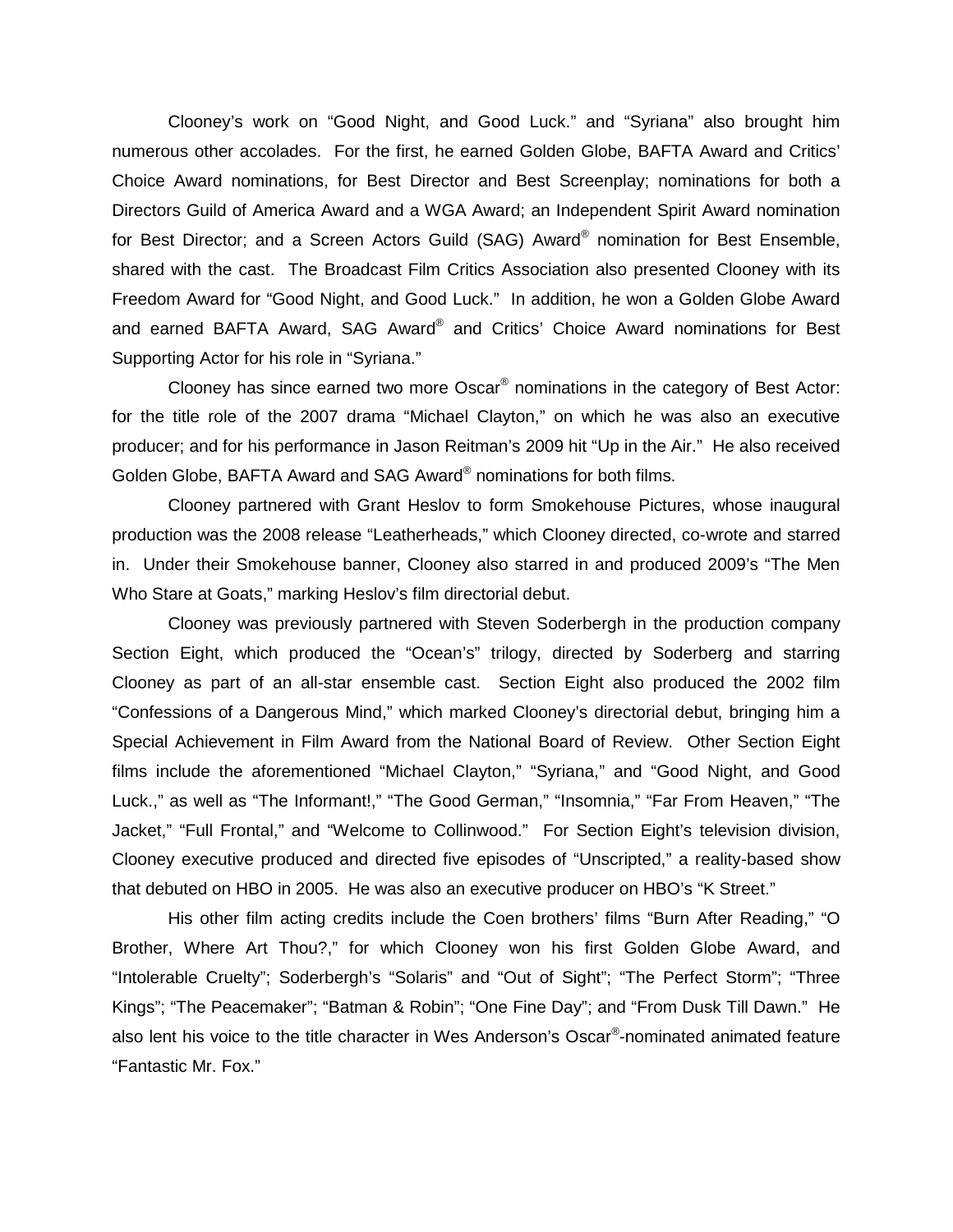Clooney's work on "Good Night, and Good Luck." and "Syriana" also brought him numerous other accolades. For the first, he earned Golden Globe, BAFTA Award and Critics' Choice Award nominations, for Best Director and Best Screenplay; nominations for both a Directors Guild of America Award and a WGA Award; an Independent Spirit Award nomination for Best Director; and a Screen Actors Guild (SAG) Award® nomination for Best Ensemble, shared with the cast. The Broadcast Film Critics Association also presented Clooney with its Freedom Award for "Good Night, and Good Luck." In addition, he won a Golden Globe Award and earned BAFTA Award, SAG Award® and Critics' Choice Award nominations for Best Supporting Actor for his role in "Syriana."

Clooney has since earned two more Oscar® nominations in the category of Best Actor: for the title role of the 2007 drama "Michael Clayton," on which he was also an executive producer; and for his performance in Jason Reitman's 2009 hit "Up in the Air." He also received Golden Globe, BAFTA Award and SAG Award® nominations for both films.

Clooney partnered with Grant Heslov to form Smokehouse Pictures, whose inaugural production was the 2008 release "Leatherheads," which Clooney directed, co-wrote and starred in. Under their Smokehouse banner, Clooney also starred in and produced 2009's "The Men Who Stare at Goats," marking Heslov's film directorial debut.

Clooney was previously partnered with Steven Soderbergh in the production company Section Eight, which produced the "Ocean's" trilogy, directed by Soderberg and starring Clooney as part of an all-star ensemble cast. Section Eight also produced the 2002 film "Confessions of a Dangerous Mind," which marked Clooney's directorial debut, bringing him a Special Achievement in Film Award from the National Board of Review. Other Section Eight films include the aforementioned "Michael Clayton," "Syriana," and "Good Night, and Good Luck.," as well as "The Informant!," "The Good German," "Insomnia," "Far From Heaven," "The Jacket," "Full Frontal," and "Welcome to Collinwood." For Section Eight's television division, Clooney executive produced and directed five episodes of "Unscripted," a reality-based show that debuted on HBO in 2005. He was also an executive producer on HBO's "K Street."

His other film acting credits include the Coen brothers' films "Burn After Reading," "O Brother, Where Art Thou?," for which Clooney won his first Golden Globe Award, and "Intolerable Cruelty"; Soderbergh's "Solaris" and "Out of Sight"; "The Perfect Storm"; "Three Kings"; "The Peacemaker"; "Batman & Robin"; "One Fine Day"; and "From Dusk Till Dawn." He also lent his voice to the title character in Wes Anderson's Oscar®-nominated animated feature "Fantastic Mr. Fox."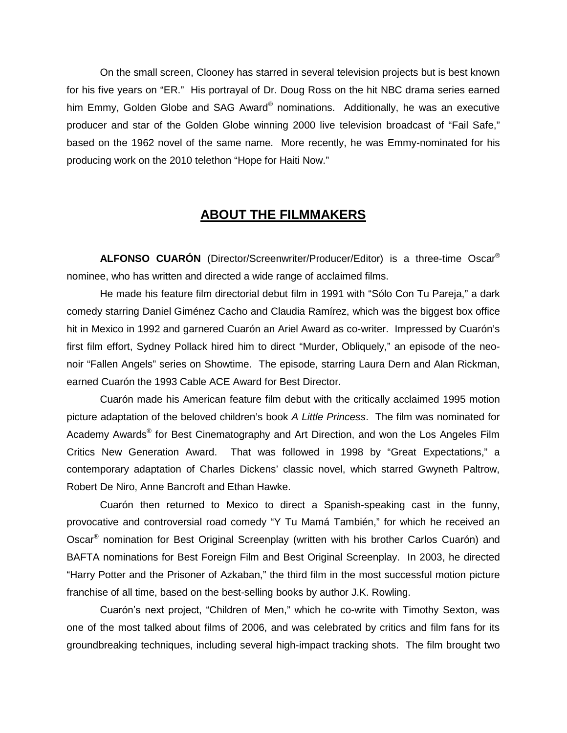On the small screen, Clooney has starred in several television projects but is best known for his five years on "ER." His portrayal of Dr. Doug Ross on the hit NBC drama series earned him Emmy, Golden Globe and SAG Award® nominations. Additionally, he was an executive producer and star of the Golden Globe winning 2000 live television broadcast of "Fail Safe," based on the 1962 novel of the same name. More recently, he was Emmy-nominated for his producing work on the 2010 telethon "Hope for Haiti Now."

## ABOUT THE FILMMAKERS

**ALFONSO CUARÓN** (Director/Screenwriter/Producer/Editor) is a three-time Oscar® nominee, who has written and directed a wide range of acclaimed films.

He made his feature film directorial debut film in 1991 with "Sólo Con Tu Pareja," a dark comedy starring Daniel Giménez Cacho and Claudia Ramírez, which was the biggest box office hit in Mexico in 1992 and garnered Cuarón an Ariel Award as co-writer. Impressed by Cuarón's first film effort, Sydney Pollack hired him to direct "Murder, Obliquely," an episode of the neo-noir "Fallen Angels" series on Showtime. The episode, starring Laura Dern and Alan Rickman, earned Cuarón the 1993 Cable ACE Award for Best Director.

Cuarón made his American feature film debut with the critically acclaimed 1995 motion picture adaptation of the beloved children's book *A Little Princess*. The film was nominated for Academy Awards® for Best Cinematography and Art Direction, and won the Los Angeles Film Critics New Generation Award. That was followed in 1998 by "Great Expectations," a contemporary adaptation of Charles Dickens' classic novel, which starred Gwyneth Paltrow, Robert De Niro, Anne Bancroft and Ethan Hawke.

Cuarón then returned to Mexico to direct a Spanish-speaking cast in the funny, provocative and controversial road comedy "Y Tu Mamá También," for which he received an Oscar® nomination for Best Original Screenplay (written with his brother Carlos Cuarón) and BAFTA nominations for Best Foreign Film and Best Original Screenplay. In 2003, he directed "Harry Potter and the Prisoner of Azkaban," the third film in the most successful motion picture franchise of all time, based on the best-selling books by author J.K. Rowling.

Cuarón's next project, "Children of Men," which he co-write with Timothy Sexton, was one of the most talked about films of 2006, and was celebrated by critics and film fans for its groundbreaking techniques, including several high-impact tracking shots. The film brought two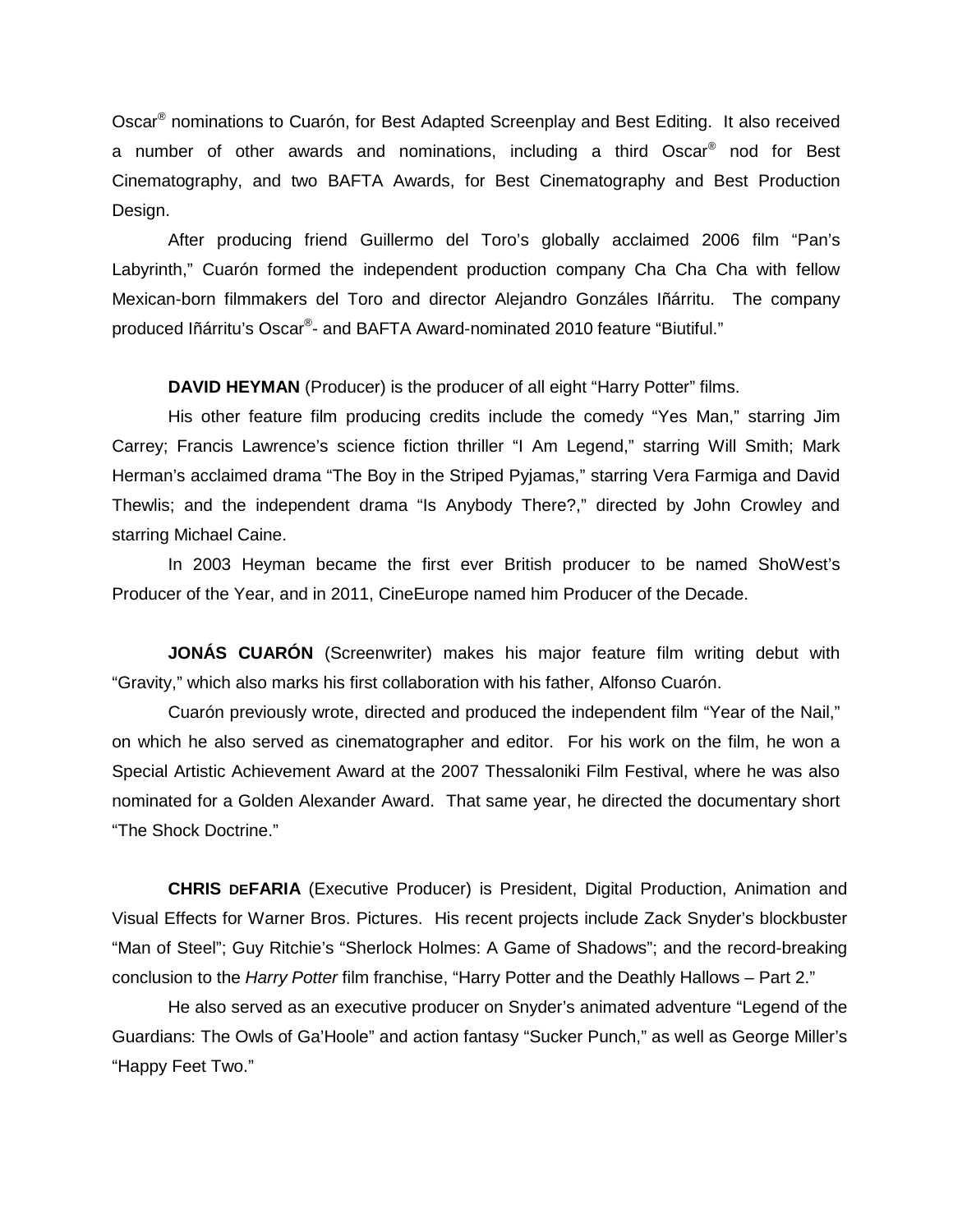Oscar® nominations to Cuarón, for Best Adapted Screenplay and Best Editing. It also received a number of other awards and nominations, including a third Oscar® nod for Best Cinematography, and two BAFTA Awards, for Best Cinematography and Best Production Design.

After producing friend Guillermo del Toro's globally acclaimed 2006 film "Pan's Labyrinth," Cuarón formed the independent production company Cha Cha Cha with fellow Mexican-born filmmakers del Toro and director Alejandro Gonzáles Iñárritu. The company produced Iñárritu's Oscar®- and BAFTA Award-nominated 2010 feature "Biutiful."

**DAVID HEYMAN** (Producer) is the producer of all eight "Harry Potter" films.

His other feature film producing credits include the comedy "Yes Man," starring Jim Carrey; Francis Lawrence's science fiction thriller "I Am Legend," starring Will Smith; Mark Herman's acclaimed drama "The Boy in the Striped Pyjamas," starring Vera Farmiga and David Thewlis; and the independent drama "Is Anybody There?," directed by John Crowley and starring Michael Caine.

In 2003 Heyman became the first ever British producer to be named ShoWest's Producer of the Year, and in 2011, CineEurope named him Producer of the Decade.

**JONÁS CUARÓN** (Screenwriter) makes his major feature film writing debut with "Gravity," which also marks his first collaboration with his father, Alfonso Cuarón.

Cuarón previously wrote, directed and produced the independent film "Year of the Nail," on which he also served as cinematographer and editor. For his work on the film, he won a Special Artistic Achievement Award at the 2007 Thessaloniki Film Festival, where he was also nominated for a Golden Alexander Award. That same year, he directed the documentary short "The Shock Doctrine."

**CHRIS DEFARIA** (Executive Producer) is President, Digital Production, Animation and Visual Effects for Warner Bros. Pictures. His recent projects include Zack Snyder's blockbuster "Man of Steel"; Guy Ritchie's "Sherlock Holmes: A Game of Shadows"; and the record-breaking conclusion to the *Harry Potter* film franchise, "Harry Potter and the Deathly Hallows – Part 2."

He also served as an executive producer on Snyder's animated adventure "Legend of the Guardians: The Owls of Ga'Hoole" and action fantasy "Sucker Punch," as well as George Miller's "Happy Feet Two."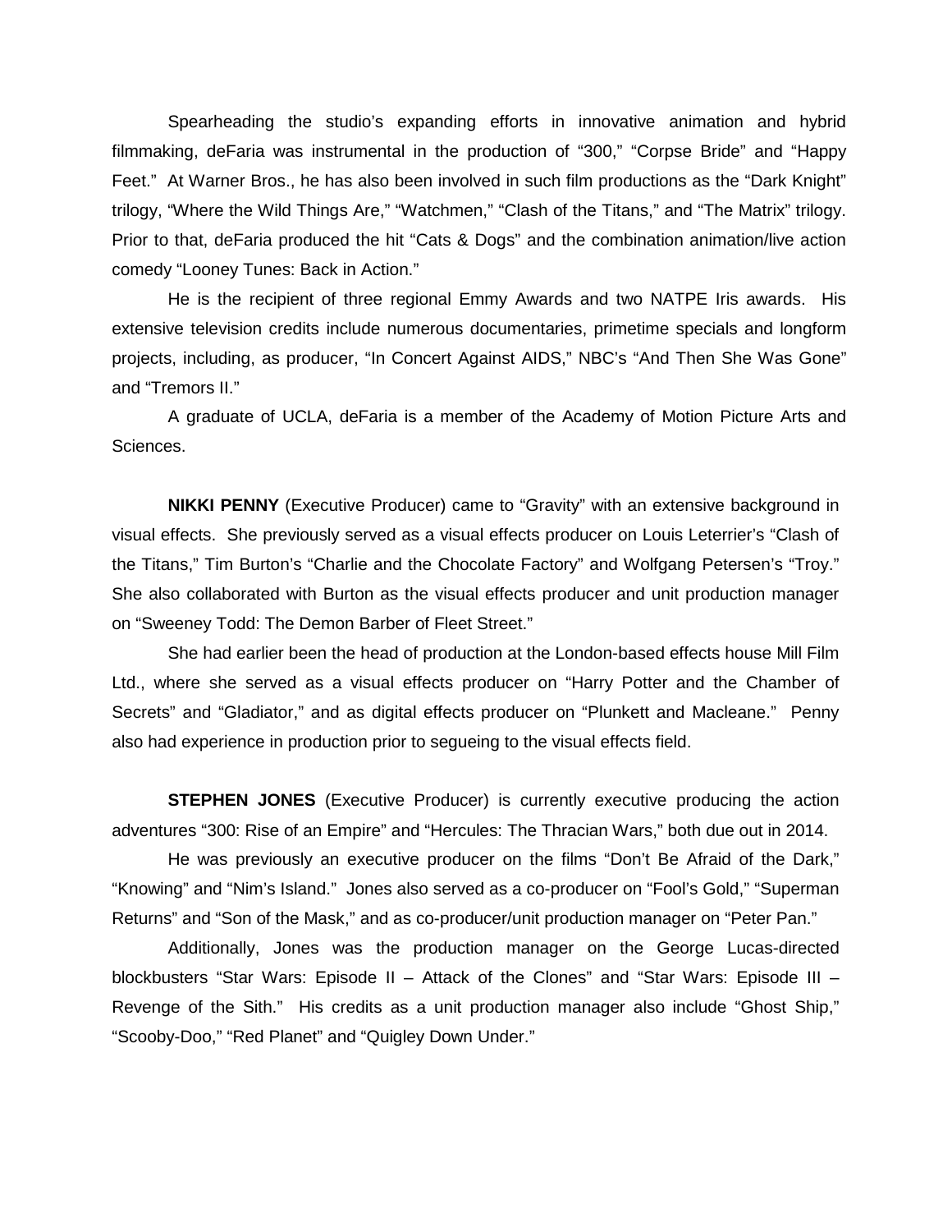Spearheading the studio's expanding efforts in innovative animation and hybrid filmmaking, deFaria was instrumental in the production of "300," "Corpse Bride" and "Happy Feet." At Warner Bros., he has also been involved in such film productions as the "Dark Knight" trilogy, "Where the Wild Things Are," "Watchmen," "Clash of the Titans," and "The Matrix" trilogy. Prior to that, deFaria produced the hit "Cats & Dogs" and the combination animation/live action comedy "Looney Tunes: Back in Action."

He is the recipient of three regional Emmy Awards and two NATPE Iris awards. His extensive television credits include numerous documentaries, primetime specials and longform projects, including, as producer, "In Concert Against AIDS," NBC's "And Then She Was Gone" and "Tremors II."

A graduate of UCLA, deFaria is a member of the Academy of Motion Picture Arts and Sciences.

**NIKKI PENNY** (Executive Producer) came to "Gravity" with an extensive background in visual effects. She previously served as a visual effects producer on Louis Leterrier's "Clash of the Titans," Tim Burton's "Charlie and the Chocolate Factory" and Wolfgang Petersen's "Troy." She also collaborated with Burton as the visual effects producer and unit production manager on "Sweeney Todd: The Demon Barber of Fleet Street."

She had earlier been the head of production at the London-based effects house Mill Film Ltd., where she served as a visual effects producer on "Harry Potter and the Chamber of Secrets" and "Gladiator," and as digital effects producer on "Plunkett and Macleane." Penny also had experience in production prior to segueing to the visual effects field.

**STEPHEN JONES** (Executive Producer) is currently executive producing the action adventures "300: Rise of an Empire" and "Hercules: The Thracian Wars," both due out in 2014.

He was previously an executive producer on the films "Don't Be Afraid of the Dark," "Knowing" and "Nim's Island." Jones also served as a co-producer on "Fool's Gold," "Superman Returns" and "Son of the Mask," and as co-producer/unit production manager on "Peter Pan."

Additionally, Jones was the production manager on the George Lucas-directed blockbusters "Star Wars: Episode II – Attack of the Clones" and "Star Wars: Episode III – Revenge of the Sith." His credits as a unit production manager also include "Ghost Ship," "Scooby-Doo," "Red Planet" and "Quigley Down Under."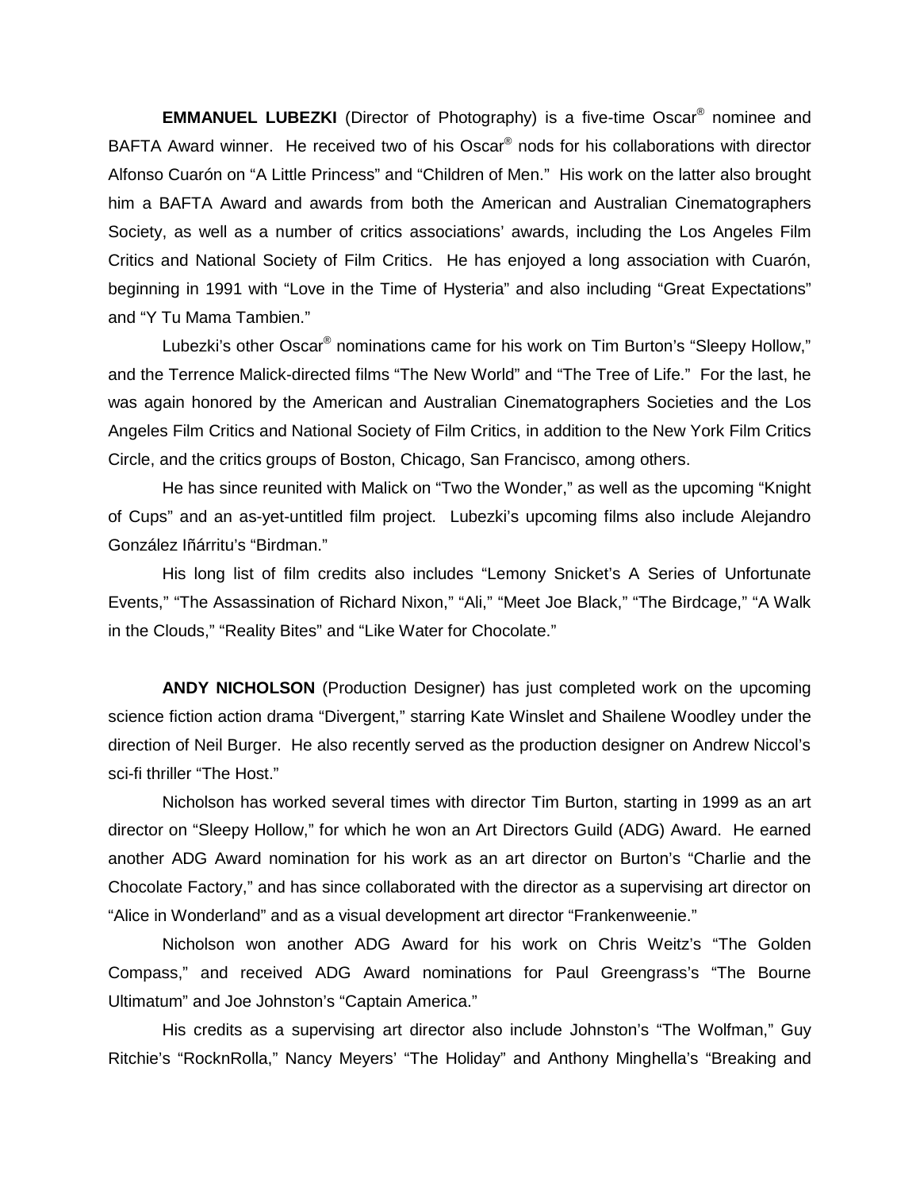**EMMANUEL LUBEZKI** (Director of Photography) is a five-time Oscar® nominee and BAFTA Award winner. He received two of his Oscar® nods for his collaborations with director Alfonso Cuarón on "A Little Princess" and "Children of Men." His work on the latter also brought him a BAFTA Award and awards from both the American and Australian Cinematographers Society, as well as a number of critics associations' awards, including the Los Angeles Film Critics and National Society of Film Critics. He has enjoyed a long association with Cuarón, beginning in 1991 with "Love in the Time of Hysteria" and also including "Great Expectations" and "Y Tu Mama Tambien."

Lubezki's other Oscar® nominations came for his work on Tim Burton's "Sleepy Hollow," and the Terrence Malick-directed films "The New World" and "The Tree of Life." For the last, he was again honored by the American and Australian Cinematographers Societies and the Los Angeles Film Critics and National Society of Film Critics, in addition to the New York Film Critics Circle, and the critics groups of Boston, Chicago, San Francisco, among others.

He has since reunited with Malick on "Two the Wonder," as well as the upcoming "Knight of Cups" and an as-yet-untitled film project. Lubezki's upcoming films also include Alejandro González Iñárritu's "Birdman."

His long list of film credits also includes "Lemony Snicket's A Series of Unfortunate Events," "The Assassination of Richard Nixon," "Ali," "Meet Joe Black," "The Birdcage," "A Walk in the Clouds," "Reality Bites" and "Like Water for Chocolate."

**ANDY NICHOLSON** (Production Designer) has just completed work on the upcoming science fiction action drama "Divergent," starring Kate Winslet and Shailene Woodley under the direction of Neil Burger. He also recently served as the production designer on Andrew Niccol's sci-fi thriller "The Host."

Nicholson has worked several times with director Tim Burton, starting in 1999 as an art director on "Sleepy Hollow," for which he won an Art Directors Guild (ADG) Award. He earned another ADG Award nomination for his work as an art director on Burton's "Charlie and the Chocolate Factory," and has since collaborated with the director as a supervising art director on "Alice in Wonderland" and as a visual development art director "Frankenweenie."

Nicholson won another ADG Award for his work on Chris Weitz's "The Golden Compass," and received ADG Award nominations for Paul Greengrass's "The Bourne Ultimatum" and Joe Johnston's "Captain America."

His credits as a supervising art director also include Johnston's "The Wolfman," Guy Ritchie's "RocknRolla," Nancy Meyers' "The Holiday" and Anthony Minghella's "Breaking and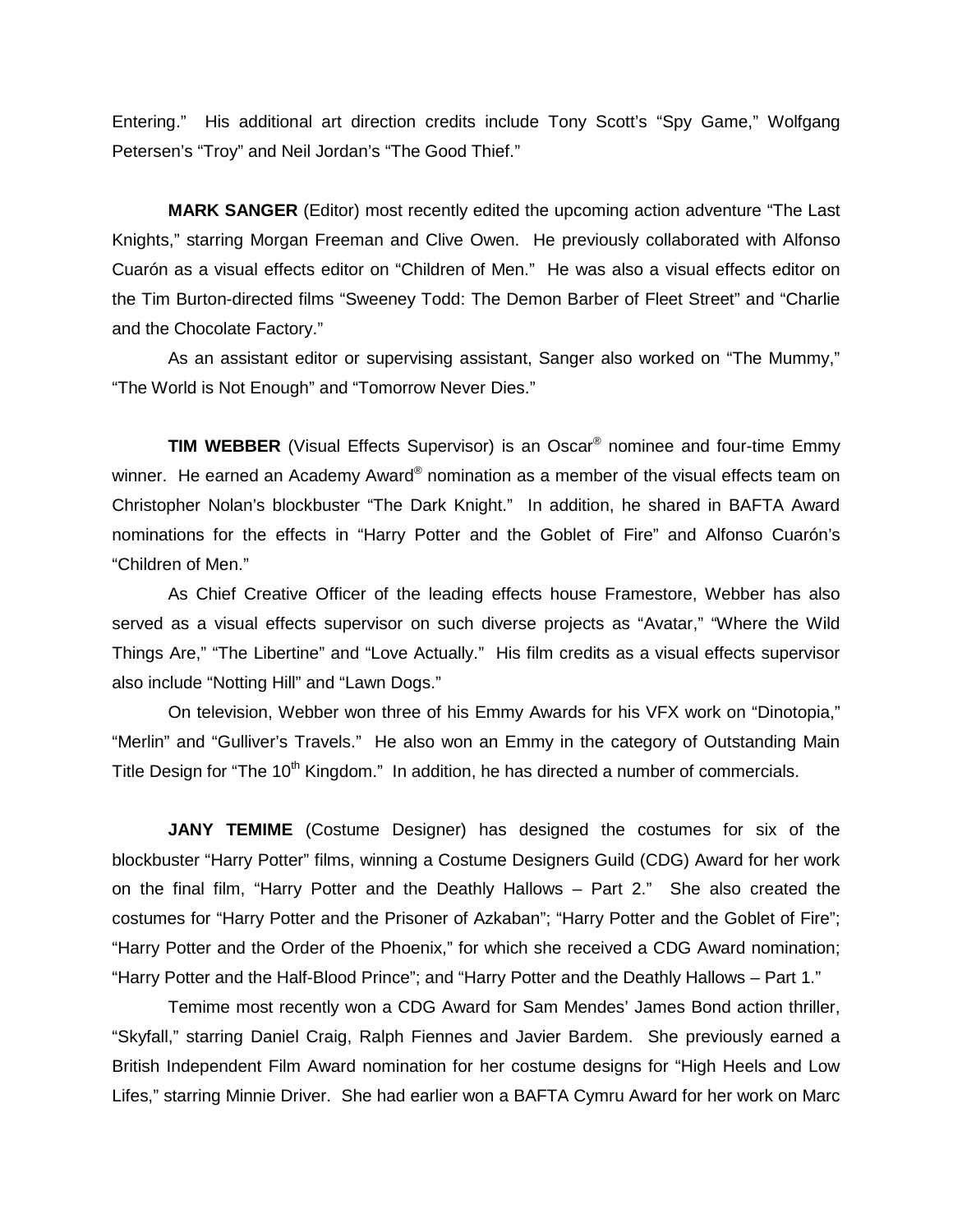Entering." His additional art direction credits include Tony Scott's "Spy Game," Wolfgang Petersen's "Troy" and Neil Jordan's "The Good Thief."

**MARK SANGER** (Editor) most recently edited the upcoming action adventure "The Last Knights," starring Morgan Freeman and Clive Owen. He previously collaborated with Alfonso Cuarón as a visual effects editor on "Children of Men." He was also a visual effects editor on the Tim Burton-directed films "Sweeney Todd: The Demon Barber of Fleet Street" and "Charlie and the Chocolate Factory."

As an assistant editor or supervising assistant, Sanger also worked on "The Mummy," "The World is Not Enough" and "Tomorrow Never Dies."

**TIM WEBBER** (Visual Effects Supervisor) is an Oscar® nominee and four-time Emmy winner. He earned an Academy Award® nomination as a member of the visual effects team on Christopher Nolan's blockbuster "The Dark Knight." In addition, he shared in BAFTA Award nominations for the effects in "Harry Potter and the Goblet of Fire" and Alfonso Cuarón's "Children of Men."

As Chief Creative Officer of the leading effects house Framestore, Webber has also served as a visual effects supervisor on such diverse projects as "Avatar," "Where the Wild Things Are," "The Libertine" and "Love Actually." His film credits as a visual effects supervisor also include "Notting Hill" and "Lawn Dogs."

On television, Webber won three of his Emmy Awards for his VFX work on "Dinotopia," "Merlin" and "Gulliver's Travels." He also won an Emmy in the category of Outstanding Main Title Design for "The 10th Kingdom." In addition, he has directed a number of commercials.

**JANY TEMIME** (Costume Designer) has designed the costumes for six of the blockbuster "Harry Potter" films, winning a Costume Designers Guild (CDG) Award for her work on the final film, "Harry Potter and the Deathly Hallows – Part 2." She also created the costumes for "Harry Potter and the Prisoner of Azkaban"; "Harry Potter and the Goblet of Fire"; "Harry Potter and the Order of the Phoenix," for which she received a CDG Award nomination; "Harry Potter and the Half-Blood Prince"; and "Harry Potter and the Deathly Hallows – Part 1."

Temime most recently won a CDG Award for Sam Mendes' James Bond action thriller, "Skyfall," starring Daniel Craig, Ralph Fiennes and Javier Bardem. She previously earned a British Independent Film Award nomination for her costume designs for "High Heels and Low Lifes," starring Minnie Driver. She had earlier won a BAFTA Cymru Award for her work on Marc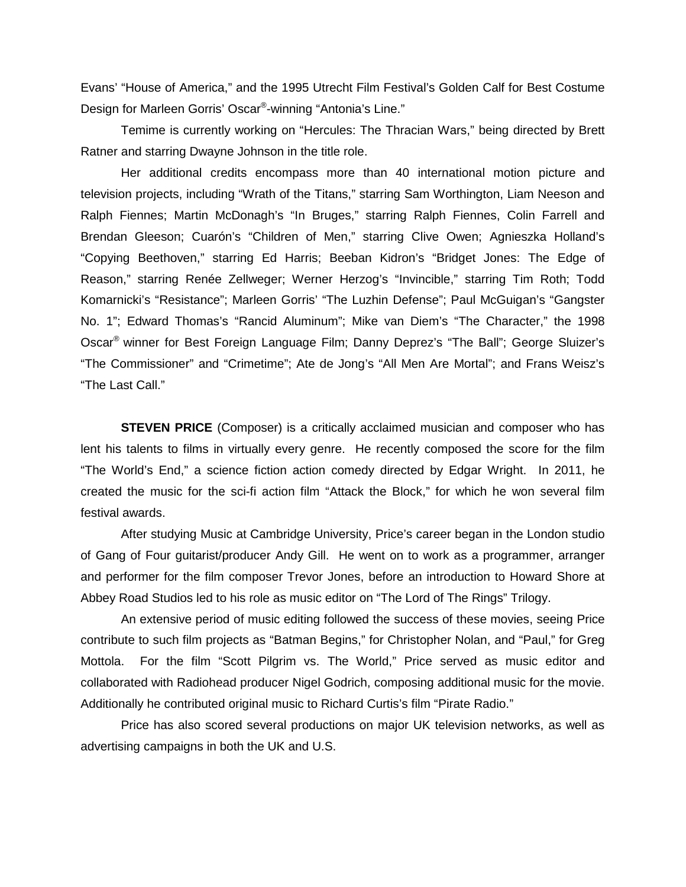Evans' "House of America," and the 1995 Utrecht Film Festival's Golden Calf for Best Costume Design for Marleen Gorris' Oscar®-winning "Antonia's Line."

Temime is currently working on "Hercules: The Thracian Wars," being directed by Brett Ratner and starring Dwayne Johnson in the title role.

Her additional credits encompass more than 40 international motion picture and television projects, including "Wrath of the Titans," starring Sam Worthington, Liam Neeson and Ralph Fiennes; Martin McDonagh's "In Bruges," starring Ralph Fiennes, Colin Farrell and Brendan Gleeson; Cuarón's "Children of Men," starring Clive Owen; Agnieszka Holland's "Copying Beethoven," starring Ed Harris; Beeban Kidron's "Bridget Jones: The Edge of Reason," starring Renée Zellweger; Werner Herzog's "Invincible," starring Tim Roth; Todd Komarnicki's "Resistance"; Marleen Gorris' "The Luzhin Defense"; Paul McGuigan's "Gangster No. 1"; Edward Thomas's "Rancid Aluminum"; Mike van Diem's "The Character," the 1998 Oscar® winner for Best Foreign Language Film; Danny Deprez's "The Ball"; George Sluizer's "The Commissioner" and "Crimetime"; Ate de Jong's "All Men Are Mortal"; and Frans Weisz's "The Last Call."

**STEVEN PRICE** (Composer) is a critically acclaimed musician and composer who has lent his talents to films in virtually every genre. He recently composed the score for the film "The World's End," a science fiction action comedy directed by Edgar Wright. In 2011, he created the music for the sci-fi action film "Attack the Block," for which he won several film festival awards.

After studying Music at Cambridge University, Price's career began in the London studio of Gang of Four guitarist/producer Andy Gill. He went on to work as a programmer, arranger and performer for the film composer Trevor Jones, before an introduction to Howard Shore at Abbey Road Studios led to his role as music editor on "The Lord of The Rings" Trilogy.

An extensive period of music editing followed the success of these movies, seeing Price contribute to such film projects as "Batman Begins," for Christopher Nolan, and "Paul," for Greg Mottola. For the film "Scott Pilgrim vs. The World," Price served as music editor and collaborated with Radiohead producer Nigel Godrich, composing additional music for the movie. Additionally he contributed original music to Richard Curtis's film "Pirate Radio."

Price has also scored several productions on major UK television networks, as well as advertising campaigns in both the UK and U.S.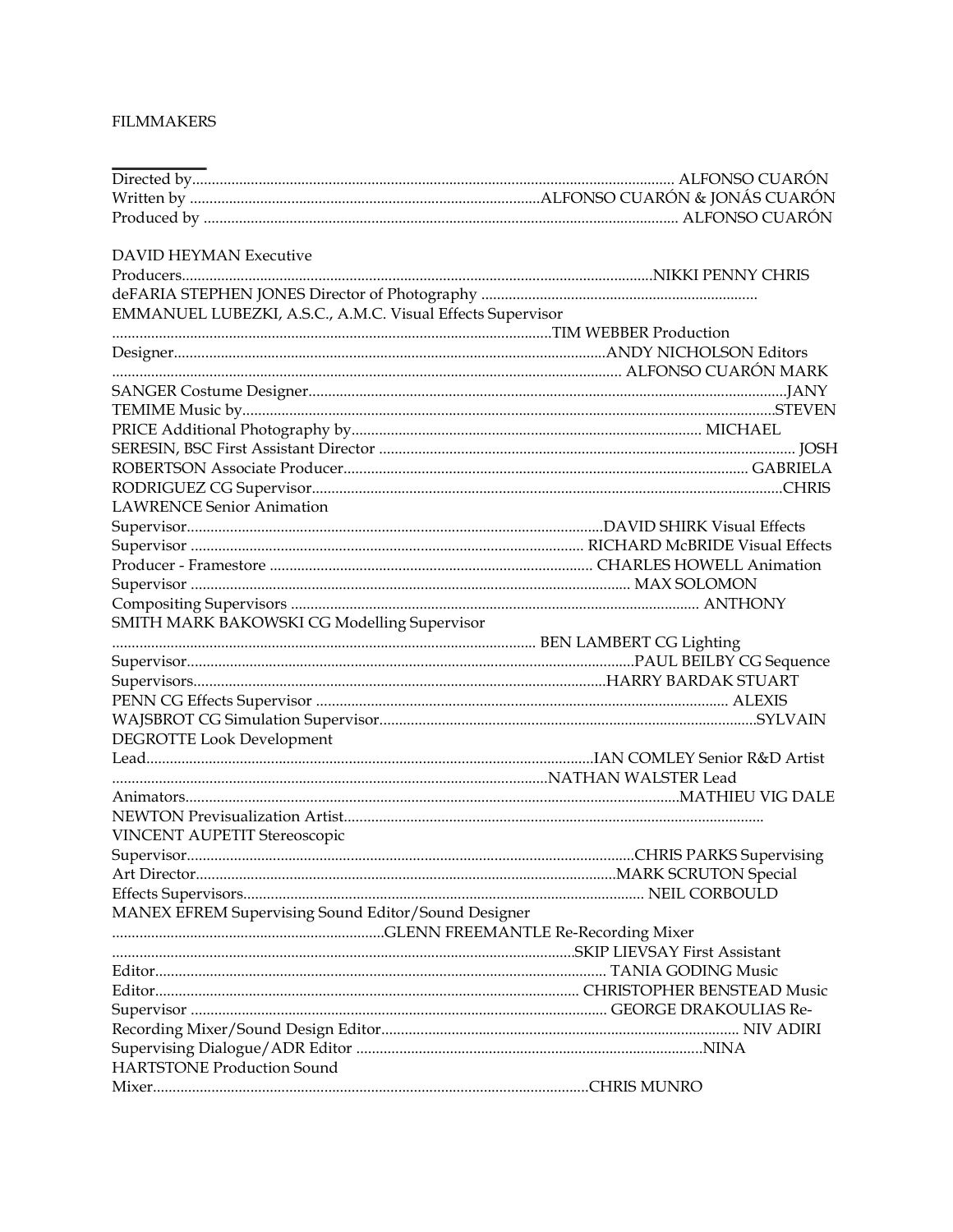FILMMAKERS

Directed by.......................................................................................................................... ALFONSO CUARÓN
Written by ..........................................................................................ALFONSO CUARÓN & JONÁS CUARÓN
Produced by ........................................................................................................................ ALFONSO CUARÓN

DAVID HEYMAN Executive
Producers.......................................................................................................................NIKKI PENNY CHRIS
deFARIA STEPHEN JONES Director of Photography .......................................................................
EMMANUEL LUBEZKI, A.S.C., A.M.C. Visual Effects Supervisor
...............................................................................................................TIM WEBBER Production
Designer..............................................................................................................ANDY NICHOLSON Editors
................................................................................................................................. ALFONSO CUARÓN MARK
SANGER Costume Designer.........................................................................................................................JANY
TEMIME Music by........................................................................................................................................STEVEN
PRICE Additional Photography by......................................................................................... MICHAEL
SERESIN, BSC First Assistant Director ........................................................................................................ JOSH
ROBERTSON Associate Producer....................................................................................................... GABRIELA
RODRIGUEZ CG Supervisor.........................................................................................................................CHRIS
LAWRENCE Senior Animation
Supervisor..........................................................................................................DAVID SHIRK Visual Effects
Supervisor .................................................................................................... RICHARD McBRIDE Visual Effects
Producer - Framestore .................................................................................. CHARLES HOWELL Animation
Supervisor ............................................................................................................... MAX SOLOMON
Compositing Supervisors ......................................................................................................... ANTHONY
SMITH MARK BAKOWSKI CG Modelling Supervisor
........................................................................................................... BEN LAMBERT CG Lighting
Supervisor.................................................................................................................PAUL BEILBY CG Sequence
Supervisors.........................................................................................................HARRY BARDAK STUART
PENN CG Effects Supervisor ......................................................................................................... ALEXIS
WAJSBROT CG Simulation Supervisor...............................................................................................SYLVAIN
DEGROTTE Look Development
Lead..................................................................................................................IAN COMLEY Senior R&D Artist
..............................................................................................................NATHAN WALSTER Lead
Animators..............................................................................................................................MATHIEU VIG DALE
NEWTON Previsualization Artist..........................................................................................................
VINCENT AUPETIT Stereoscopic
Supervisor..................................................................................................................CHRIS PARKS Supervising
Art Director...........................................................................................................MARK SCRUTON Special
Effects Supervisors....................................................................................................... NEIL CORBOULD
MANEX EFREM Supervising Sound Editor/Sound Designer
.....................................................................GLENN FREEMANTLE Re-Recording Mixer
.....................................................................................................................SKIP LIEVSAY First Assistant
Editor.................................................................................................................. TANIA GODING Music
Editor............................................................................................................ CHRISTOPHER BENSTEAD Music
Supervisor ......................................................................................... GEORGE DRAKOULIAS Re-
Recording Mixer/Sound Design Editor........................................................................................... NIV ADIRI
Supervising Dialogue/ADR Editor .........................................................................................NINA
HARTSTONE Production Sound
Mixer...............................................................................................................CHRIS MUNRO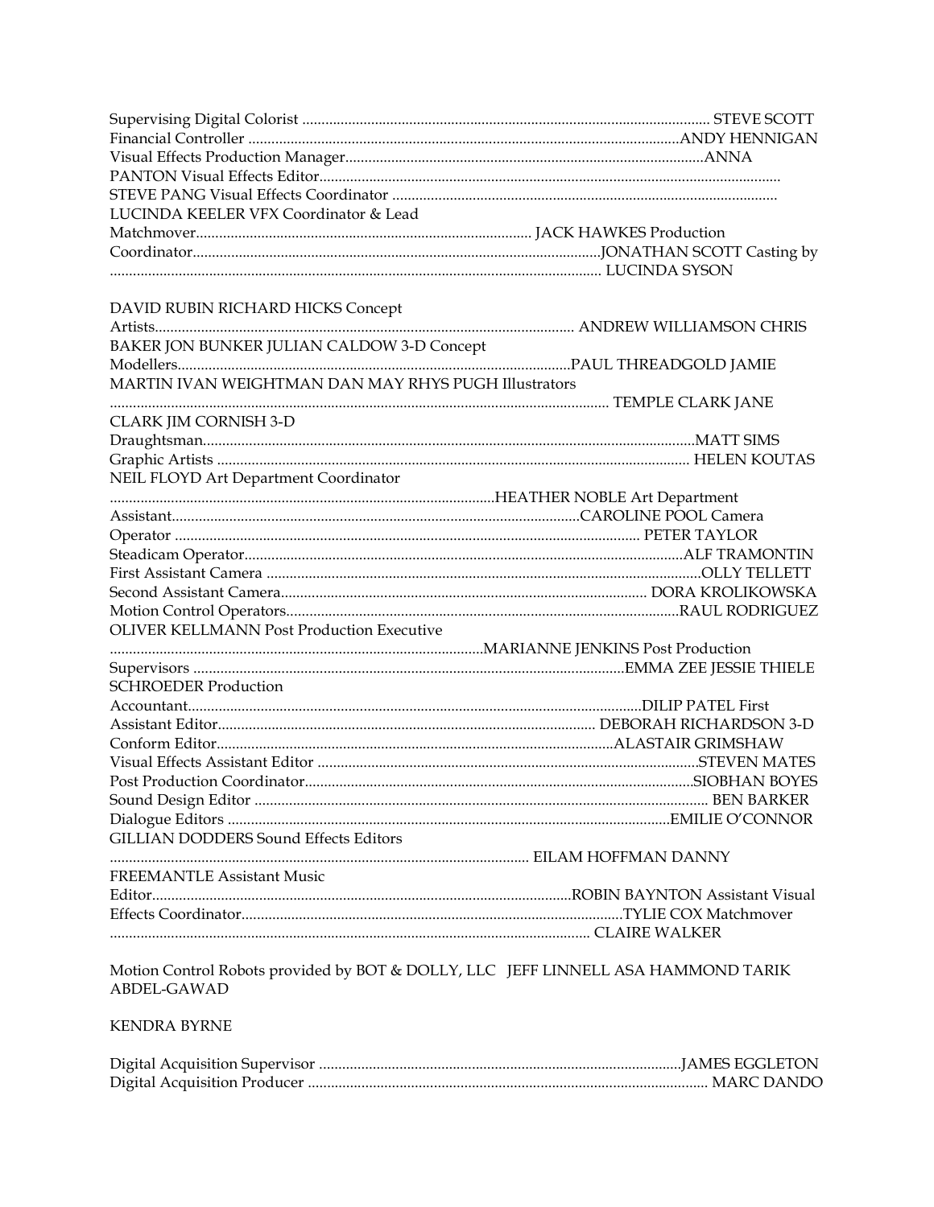Supervising Digital Colorist .......................................................................................................... STEVE SCOTT
Financial Controller .................................................................................................ANDY HENNIGAN
Visual Effects Production Manager..............................................................................................ANNA
PANTON Visual Effects Editor.........................................................................................................
STEVE PANG Visual Effects Coordinator .....................................................................................................
LUCINDA KEELER VFX Coordinator & Lead
Matchmover....................................................................................... JACK HAWKES Production
Coordinator.............................................................................................................JONATHAN SCOTT Casting by
............................................................................................................................... LUCINDA SYSON

DAVID RUBIN RICHARD HICKS Concept
Artists.............................................................................................................. ANDREW WILLIAMSON CHRIS
BAKER JON BUNKER JULIAN CALDOW 3-D Concept
Modellers..........................................................................................................PAUL THREADGOLD JAMIE
MARTIN IVAN WEIGHTMAN DAN MAY RHYS PUGH Illustrators
.................................................................................................................................. TEMPLE CLARK JANE
CLARK JIM CORNISH 3-D
Draughtsman...................................................................................................................................MATT SIMS
Graphic Artists ............................................................................................................................ HELEN KOUTAS
NEIL FLOYD Art Department Coordinator
...................................................................................................HEATHER NOBLE Art Department
Assistant............................................................................................................CAROLINE POOL Camera
Operator .......................................................................................................................... PETER TAYLOR
Steadicam Operator...................................................................................................................ALF TRAMONTIN
First Assistant Camera ...................................................................................................................OLLY TELLETT
Second Assistant Camera............................................................................................... DORA KROLIKOWSKA
Motion Control Operators.......................................................................................................RAUL RODRIGUEZ
OLIVER KELLMANN Post Production Executive
..................................................................................................MARIANNE JENKINS Post Production
Supervisors ..................................................................................................................EMMA ZEE JESSIE THIELE
SCHROEDER Production
Accountant..........................................................................................................................DILIP PATEL First
Assistant Editor................................................................................................... DEBORAH RICHARDSON 3-D
Conform Editor......................................................................................................ALASTAIR GRIMSHAW
Visual Effects Assistant Editor ....................................................................................................STEVEN MATES
Post Production Coordinator......................................................................................................SIOBHAN BOYES
Sound Design Editor ...................................................................................................................... BEN BARKER
Dialogue Editors .....................................................................................................................EMILIE O'CONNOR
GILLIAN DODDERS Sound Effects Editors
.............................................................................................................. EILAM HOFFMAN DANNY
FREEMANTLE Assistant Music
Editor..............................................................................................................ROBIN BAYNTON Assistant Visual
Effects Coordinator.....................................................................................................TYLIE COX Matchmover
............................................................................................................................. CLAIRE WALKER

Motion Control Robots provided by BOT & DOLLY, LLC JEFF LINNELL ASA HAMMOND TARIK ABDEL-GAWAD

KENDRA BYRNE

Digital Acquisition Supervisor ...............................................................................................JAMES EGGLETON
Digital Acquisition Producer ......................................................................................................... MARC DANDO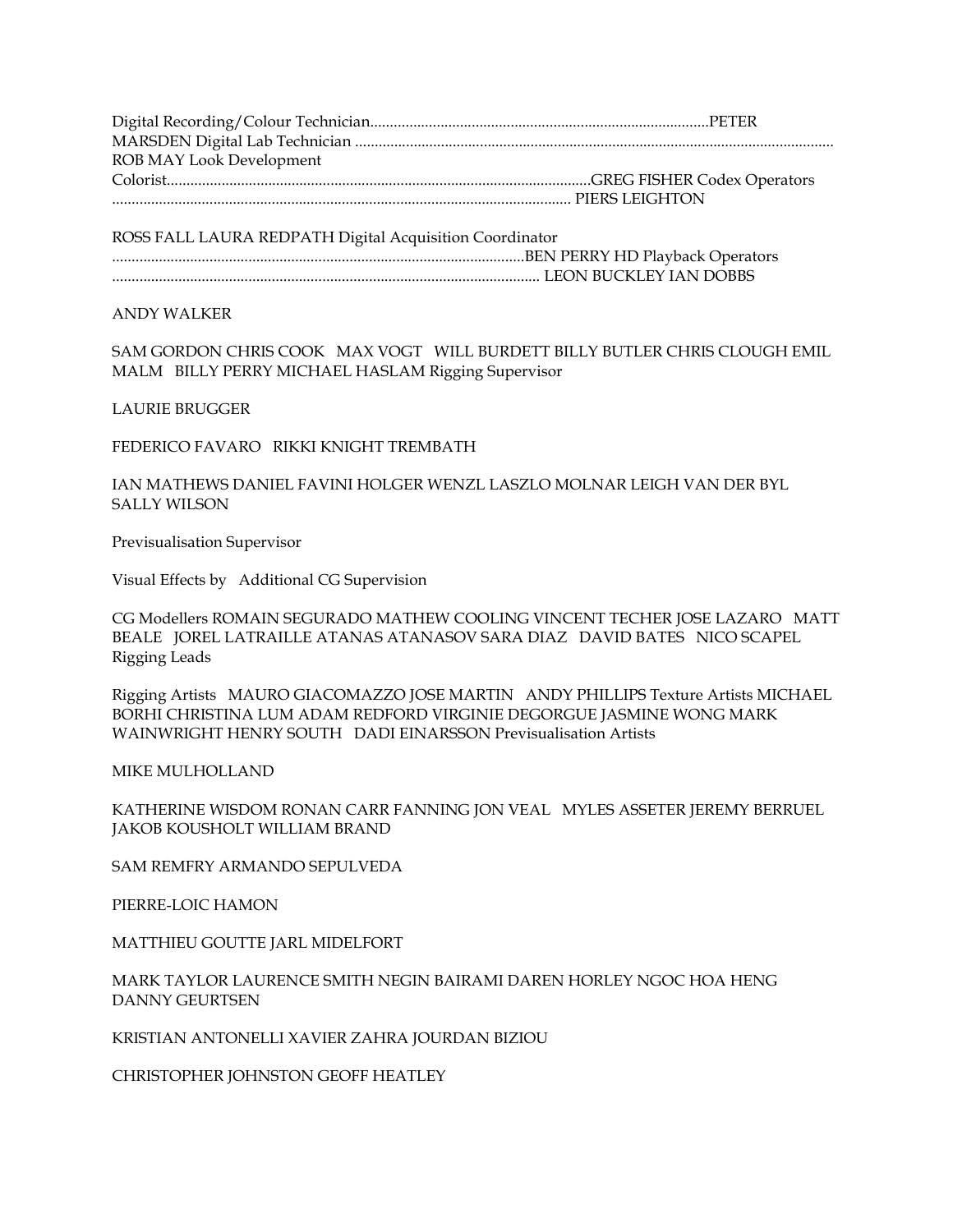Digital Recording/Colour Technician......................................................................................PETER MARSDEN Digital Lab Technician ............................................................................................................................ ROB MAY Look Development Colorist.............................................................................................................GREG FISHER Codex Operators ..................................................................................................................... PIERS LEIGHTON

ROSS FALL LAURA REDPATH Digital Acquisition Coordinator ..........................................................................................................BEN PERRY HD Playback Operators ............................................................................................................. LEON BUCKLEY IAN DOBBS

ANDY WALKER

SAM GORDON CHRIS COOK MAX VOGT WILL BURDETT BILLY BUTLER CHRIS CLOUGH EMIL MALM BILLY PERRY MICHAEL HASLAM Rigging Supervisor

LAURIE BRUGGER

FEDERICO FAVARO RIKKI KNIGHT TREMBATH

IAN MATHEWS DANIEL FAVINI HOLGER WENZL LASZLO MOLNAR LEIGH VAN DER BYL SALLY WILSON

Previsualisation Supervisor

Visual Effects by Additional CG Supervision

CG Modellers ROMAIN SEGURADO MATHEW COOLING VINCENT TECHER JOSE LAZARO MATT BEALE JOREL LATRAILLE ATANAS ATANASOV SARA DIAZ DAVID BATES NICO SCAPEL Rigging Leads

Rigging Artists MAURO GIACOMAZZO JOSE MARTIN ANDY PHILLIPS Texture Artists MICHAEL BORHI CHRISTINA LUM ADAM REDFORD VIRGINIE DEGORGUE JASMINE WONG MARK WAINWRIGHT HENRY SOUTH DADI EINARSSON Previsualisation Artists

MIKE MULHOLLAND

KATHERINE WISDOM RONAN CARR FANNING JON VEAL MYLES ASSETER JEREMY BERRUEL JAKOB KOUSHOLT WILLIAM BRAND

SAM REMFRY ARMANDO SEPULVEDA

PIERRE-LOIC HAMON

MATTHIEU GOUTTE JARL MIDELFORT

MARK TAYLOR LAURENCE SMITH NEGIN BAIRAMI DAREN HORLEY NGOC HOA HENG DANNY GEURTSEN

KRISTIAN ANTONELLI XAVIER ZAHRA JOURDAN BIZIOU

CHRISTOPHER JOHNSTON GEOFF HEATLEY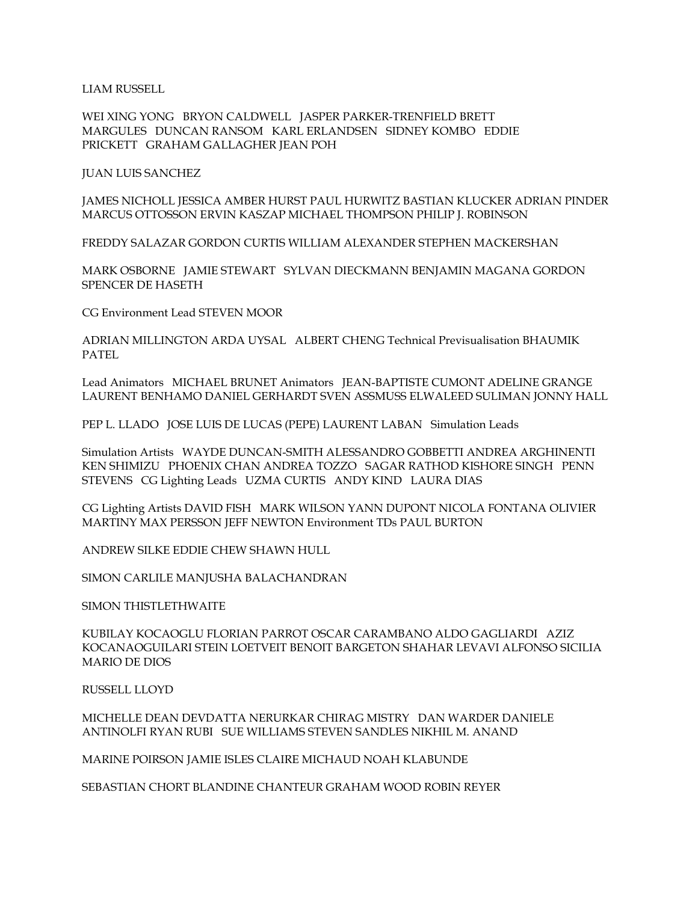LIAM RUSSELL

WEI XING YONG   BRYON CALDWELL   JASPER PARKER-TRENFIELD BRETT MARGULES   DUNCAN RANSOM   KARL ERLANDSEN   SIDNEY KOMBO   EDDIE PRICKETT   GRAHAM GALLAGHER JEAN POH

JUAN LUIS SANCHEZ

JAMES NICHOLL JESSICA AMBER HURST PAUL HURWITZ BASTIAN KLUCKER ADRIAN PINDER MARCUS OTTOSSON ERVIN KASZAP MICHAEL THOMPSON PHILIP J. ROBINSON

FREDDY SALAZAR GORDON CURTIS WILLIAM ALEXANDER STEPHEN MACKERSHAN

MARK OSBORNE   JAMIE STEWART   SYLVAN DIECKMANN BENJAMIN MAGANA GORDON SPENCER DE HASETH

CG Environment Lead STEVEN MOOR

ADRIAN MILLINGTON ARDA UYSAL   ALBERT CHENG Technical Previsualisation BHAUMIK PATEL

Lead Animators   MICHAEL BRUNET Animators   JEAN-BAPTISTE CUMONT ADELINE GRANGE LAURENT BENHAMO DANIEL GERHARDT SVEN ASSMUSS ELWALEED SULIMAN JONNY HALL

PEP L. LLADO   JOSE LUIS DE LUCAS (PEPE) LAURENT LABAN   Simulation Leads

Simulation Artists   WAYDE DUNCAN-SMITH ALESSANDRO GOBBETTI ANDREA ARGHINENTI KEN SHIMIZU   PHOENIX CHAN ANDREA TOZZO   SAGAR RATHOD KISHORE SINGH   PENN STEVENS   CG Lighting Leads   UZMA CURTIS   ANDY KIND   LAURA DIAS

CG Lighting Artists DAVID FISH   MARK WILSON YANN DUPONT NICOLA FONTANA OLIVIER MARTINY MAX PERSSON JEFF NEWTON Environment TDs PAUL BURTON

ANDREW SILKE EDDIE CHEW SHAWN HULL

SIMON CARLILE MANJUSHA BALACHANDRAN

SIMON THISTLETHWAITE

KUBILAY KOCAOGLU FLORIAN PARROT OSCAR CARAMBANO ALDO GAGLIARDI   AZIZ KOCANAOGUILARI STEIN LOETVEIT BENOIT BARGETON SHAHAR LEVAVI ALFONSO SICILIA MARIO DE DIOS

RUSSELL LLOYD

MICHELLE DEAN DEVDATTA NERURKAR CHIRAG MISTRY   DAN WARDER DANIELE ANTINOLFI RYAN RUBI   SUE WILLIAMS STEVEN SANDLES NIKHIL M. ANAND

MARINE POIRSON JAMIE ISLES CLAIRE MICHAUD NOAH KLABUNDE

SEBASTIAN CHORT BLANDINE CHANTEUR GRAHAM WOOD ROBIN REYER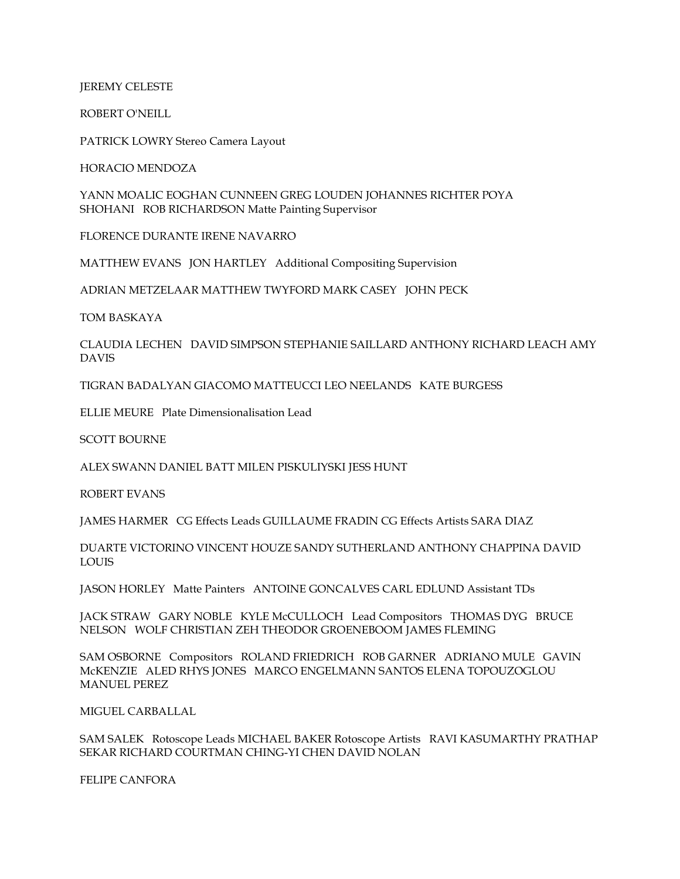JEREMY CELESTE

ROBERT O'NEILL

PATRICK LOWRY Stereo Camera Layout

HORACIO MENDOZA

YANN MOALIC EOGHAN CUNNEEN GREG LOUDEN JOHANNES RICHTER POYA SHOHANI ROB RICHARDSON Matte Painting Supervisor

FLORENCE DURANTE IRENE NAVARRO

MATTHEW EVANS JON HARTLEY Additional Compositing Supervision

ADRIAN METZELAAR MATTHEW TWYFORD MARK CASEY JOHN PECK

TOM BASKAYA

CLAUDIA LECHEN DAVID SIMPSON STEPHANIE SAILLARD ANTHONY RICHARD LEACH AMY DAVIS

TIGRAN BADALYAN GIACOMO MATTEUCCI LEO NEELANDS KATE BURGESS

ELLIE MEURE Plate Dimensionalisation Lead

SCOTT BOURNE

ALEX SWANN DANIEL BATT MILEN PISKULIYSKI JESS HUNT

ROBERT EVANS

JAMES HARMER CG Effects Leads GUILLAUME FRADIN CG Effects Artists SARA DIAZ

DUARTE VICTORINO VINCENT HOUZE SANDY SUTHERLAND ANTHONY CHAPPINA DAVID LOUIS

JASON HORLEY Matte Painters ANTOINE GONCALVES CARL EDLUND Assistant TDs

JACK STRAW GARY NOBLE KYLE McCULLOCH Lead Compositors THOMAS DYG BRUCE NELSON WOLF CHRISTIAN ZEH THEODOR GROENEBOOM JAMES FLEMING

SAM OSBORNE Compositors ROLAND FRIEDRICH ROB GARNER ADRIANO MULE GAVIN McKENZIE ALED RHYS JONES MARCO ENGELMANN SANTOS ELENA TOPOUZOGLOU MANUEL PEREZ

MIGUEL CARBALLAL

SAM SALEK Rotoscope Leads MICHAEL BAKER Rotoscope Artists RAVI KASUMARTHY PRATHAP SEKAR RICHARD COURTMAN CHING-YI CHEN DAVID NOLAN

FELIPE CANFORA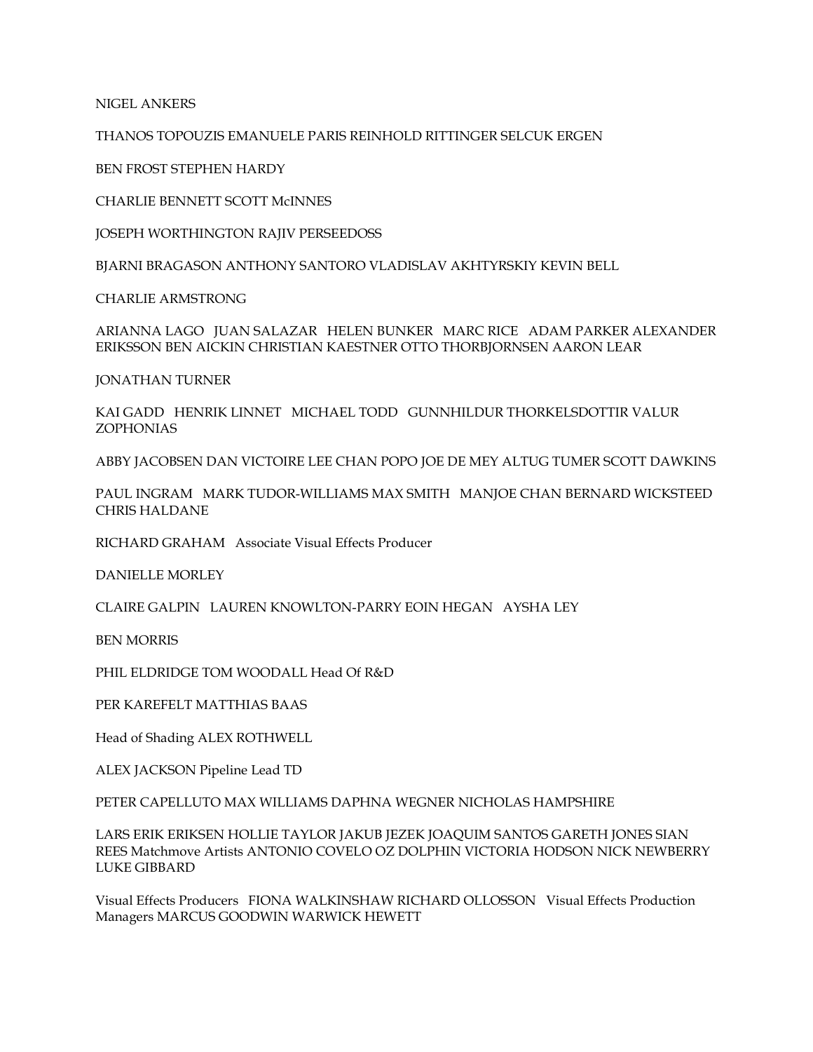NIGEL ANKERS

THANOS TOPOUZIS EMANUELE PARIS REINHOLD RITTINGER SELCUK ERGEN

BEN FROST STEPHEN HARDY

CHARLIE BENNETT SCOTT McINNES

JOSEPH WORTHINGTON RAJIV PERSEEDOSS

BJARNI BRAGASON ANTHONY SANTORO VLADISLAV AKHTYRSKIY KEVIN BELL

CHARLIE ARMSTRONG

ARIANNA LAGO JUAN SALAZAR HELEN BUNKER MARC RICE ADAM PARKER ALEXANDER ERIKSSON BEN AICKIN CHRISTIAN KAESTNER OTTO THORBJORNSEN AARON LEAR

JONATHAN TURNER

KAI GADD HENRIK LINNET MICHAEL TODD GUNNHILDUR THORKELSDOTTIR VALUR ZOPHONIAS

ABBY JACOBSEN DAN VICTOIRE LEE CHAN POPO JOE DE MEY ALTUG TUMER SCOTT DAWKINS

PAUL INGRAM MARK TUDOR-WILLIAMS MAX SMITH MANJOE CHAN BERNARD WICKSTEED CHRIS HALDANE

RICHARD GRAHAM Associate Visual Effects Producer

DANIELLE MORLEY

CLAIRE GALPIN LAUREN KNOWLTON-PARRY EOIN HEGAN AYSHA LEY

BEN MORRIS

PHIL ELDRIDGE TOM WOODALL Head Of R&D

PER KAREFELT MATTHIAS BAAS

Head of Shading ALEX ROTHWELL

ALEX JACKSON Pipeline Lead TD

PETER CAPELLUTO MAX WILLIAMS DAPHNA WEGNER NICHOLAS HAMPSHIRE

LARS ERIK ERIKSEN HOLLIE TAYLOR JAKUB JEZEK JOAQUIM SANTOS GARETH JONES SIAN REES Matchmove Artists ANTONIO COVELO OZ DOLPHIN VICTORIA HODSON NICK NEWBERRY LUKE GIBBARD

Visual Effects Producers FIONA WALKINSHAW RICHARD OLLOSSON Visual Effects Production Managers MARCUS GOODWIN WARWICK HEWETT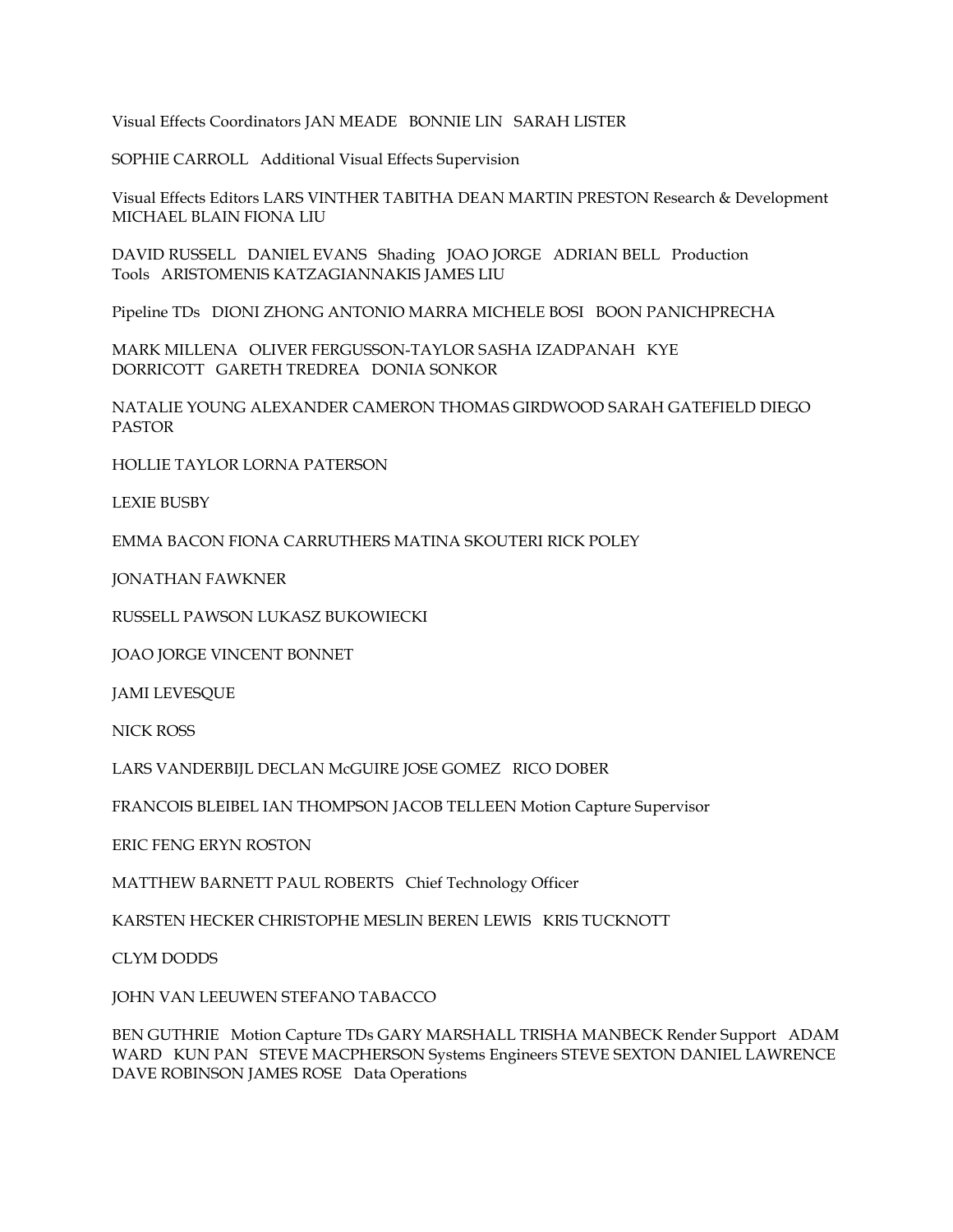Visual Effects Coordinators JAN MEADE   BONNIE LIN   SARAH LISTER

SOPHIE CARROLL   Additional Visual Effects Supervision

Visual Effects Editors LARS VINTHER TABITHA DEAN MARTIN PRESTON Research & Development MICHAEL BLAIN FIONA LIU

DAVID RUSSELL   DANIEL EVANS   Shading   JOAO JORGE   ADRIAN BELL   Production Tools   ARISTOMENIS KATZAGIANNAKIS JAMES LIU

Pipeline TDs   DIONI ZHONG ANTONIO MARRA MICHELE BOSI   BOON PANICHPRECHA

MARK MILLENA   OLIVER FERGUSSON-TAYLOR SASHA IZADPANAH   KYE DORRICOTT   GARETH TREDREA   DONIA SONKOR

NATALIE YOUNG ALEXANDER CAMERON THOMAS GIRDWOOD SARAH GATEFIELD DIEGO PASTOR

HOLLIE TAYLOR LORNA PATERSON

LEXIE BUSBY

EMMA BACON FIONA CARRUTHERS MATINA SKOUTERI RICK POLEY

JONATHAN FAWKNER

RUSSELL PAWSON LUKASZ BUKOWIECKI

JOAO JORGE VINCENT BONNET

JAMI LEVESQUE

NICK ROSS

LARS VANDERBIJL DECLAN McGUIRE JOSE GOMEZ   RICO DOBER

FRANCOIS BLEIBEL IAN THOMPSON JACOB TELLEEN Motion Capture Supervisor

ERIC FENG ERYN ROSTON

MATTHEW BARNETT PAUL ROBERTS   Chief Technology Officer

KARSTEN HECKER CHRISTOPHE MESLIN BEREN LEWIS   KRIS TUCKNOTT

CLYM DODDS

JOHN VAN LEEUWEN STEFANO TABACCO

BEN GUTHRIE   Motion Capture TDs GARY MARSHALL TRISHA MANBECK Render Support   ADAM WARD   KUN PAN   STEVE MACPHERSON Systems Engineers STEVE SEXTON DANIEL LAWRENCE DAVE ROBINSON JAMES ROSE   Data Operations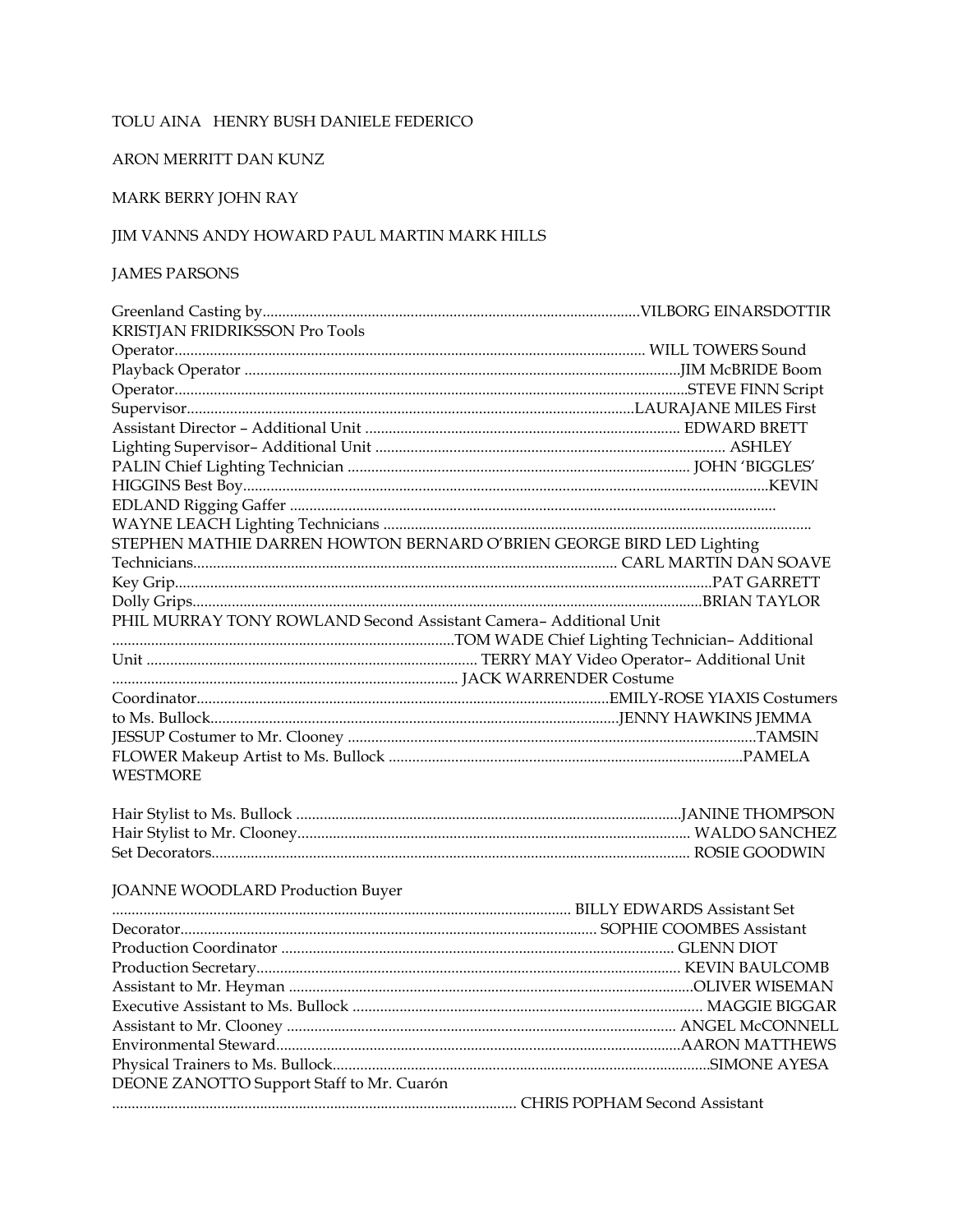TOLU AINA HENRY BUSH DANIELE FEDERICO

ARON MERRITT DAN KUNZ

MARK BERRY JOHN RAY

JIM VANNS ANDY HOWARD PAUL MARTIN MARK HILLS

JAMES PARSONS

Greenland Casting by...............................................................................................VILBORG EINARSDOTTIR KRISTJAN FRIDRIKSSON Pro Tools Operator........................................................................................................ WILL TOWERS Sound Playback Operator .............................................................................................................JIM McBRIDE Boom Operator.................................................................................................................STEVE FINN Script Supervisor................................................................................................LAURAJANE MILES First Assistant Director – Additional Unit ................................................................................ EDWARD BRETT Lighting Supervisor– Additional Unit ......................................................................................... ASHLEY PALIN Chief Lighting Technician ....................................................................................... JOHN 'BIGGLES' HIGGINS Best Boy....................................................................................................................................KEVIN EDLAND Rigging Gaffer ........................................................................................................................... WAYNE LEACH Lighting Technicians ............................................................................................................ STEPHEN MATHIE DARREN HOWTON BERNARD O'BRIEN GEORGE BIRD LED Lighting Technicians........................................................................................................... CARL MARTIN DAN SOAVE Key Grip........................................................................................................................PAT GARRETT Dolly Grips.................................................................................................................................BRIAN TAYLOR PHIL MURRAY TONY ROWLAND Second Assistant Camera– Additional Unit ......................................................................................TOM WADE Chief Lighting Technician– Additional Unit ..................................................................................... TERRY MAY Video Operator– Additional Unit ...................................................................................... JACK WARRENDER Costume Coordinator..........................................................................................................EMILY-ROSE YIAXIS Costumers to Ms. Bullock........................................................................................................JENNY HAWKINS JEMMA JESSUP Costumer to Mr. Clooney .......................................................................................................TAMSIN FLOWER Makeup Artist to Ms. Bullock .........................................................................................PAMELA WESTMORE

Hair Stylist to Ms. Bullock .................................................................................................JANINE THOMPSON
Hair Stylist to Mr. Clooney.................................................................................................... WALDO SANCHEZ
Set Decorators......................................................................................................................... ROSIE GOODWIN

JOANNE WOODLARD Production Buyer .................................................................................................................. BILLY EDWARDS Assistant Set Decorator......................................................................................................... SOPHIE COOMBES Assistant Production Coordinator .................................................................................................... GLENN DIOT
Production Secretary........................................................................................................... KEVIN BAULCOMB
Assistant to Mr. Heyman .......................................................................................................OLIVER WISEMAN
Executive Assistant to Ms. Bullock ........................................................................................ MAGGIE BIGGAR
Assistant to Mr. Clooney ................................................................................................... ANGEL McCONNELL
Environmental Steward.......................................................................................................AARON MATTHEWS
Physical Trainers to Ms. Bullock................................................................................................SIMONE AYESA DEONE ZANOTTO Support Staff to Mr. Cuarón ...................................................................................................... CHRIS POPHAM Second Assistant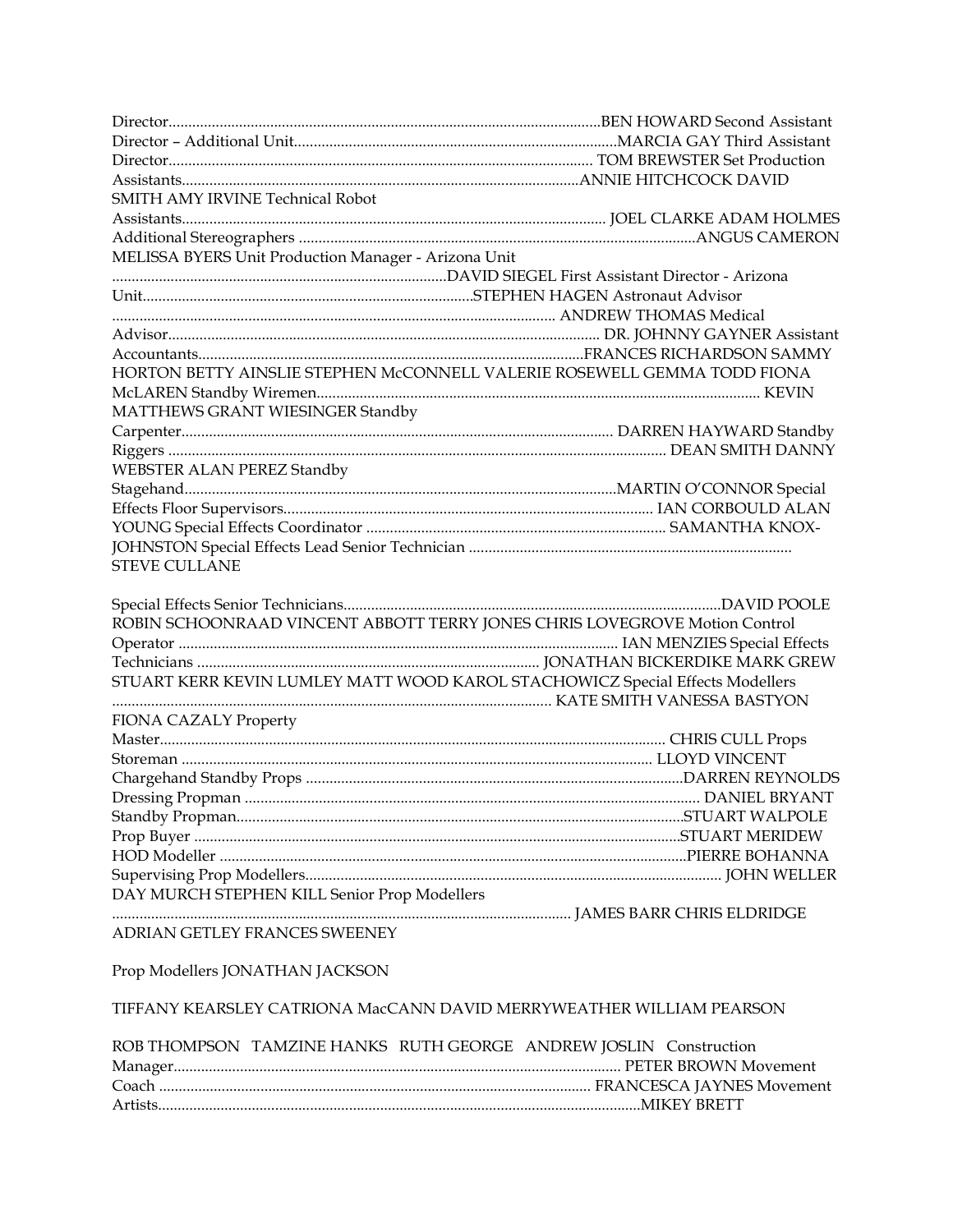Director...................................................................................................................BEN HOWARD Second Assistant Director – Additional Unit..................................................................................MARCIA GAY Third Assistant Director............................................................................................................ TOM BREWSTER Set Production Assistants......................................................................................................ANNIE HITCHCOCK DAVID SMITH AMY IRVINE Technical Robot Assistants............................................................................................................ JOEL CLARKE ADAM HOLMES Additional Stereographers .....................................................................................................ANGUS CAMERON MELISSA BYERS Unit Production Manager - Arizona Unit ....................................................................................DAVID SIEGEL First Assistant Director - Arizona Unit.....................................................................................STEPHEN HAGEN Astronaut Advisor ................................................................................................................ ANDREW THOMAS Medical Advisor............................................................................................................. DR. JOHNNY GAYNER Assistant Accountants..................................................................................................FRANCES RICHARDSON SAMMY HORTON BETTY AINSLIE STEPHEN McCONNELL VALERIE ROSEWELL GEMMA TODD FIONA McLAREN Standby Wiremen............................................................................................................... KEVIN MATTHEWS GRANT WIESINGER Standby Carpenter.............................................................................................................. DARREN HAYWARD Standby Riggers ............................................................................................................... DEAN SMITH DANNY WEBSTER ALAN PEREZ Standby Stagehand...............................................................................................................MARTIN O'CONNOR Special Effects Floor Supervisors............................................................................................. IAN CORBOULD ALAN YOUNG Special Effects Coordinator ............................................................................ SAMANTHA KNOX-JOHNSTON Special Effects Lead Senior Technician .................................................................................. STEVE CULLANE

Special Effects Senior Technicians.................................................................................................DAVID POOLE ROBIN SCHOONRAAD VINCENT ABBOTT TERRY JONES CHRIS LOVEGROVE Motion Control Operator ................................................................................................ IAN MENZIES Special Effects Technicians ........................................................................................ JONATHAN BICKERDIKE MARK GREW STUART KERR KEVIN LUMLEY MATT WOOD KAROL STACHOWICZ Special Effects Modellers ................................................................................................................ KATE SMITH VANESSA BASTYON FIONA CAZALY Property Master................................................................................................................. CHRIS CULL Props Storeman ........................................................................................................... LLOYD VINCENT Chargehand Standby Props ................................................................................................DARREN REYNOLDS Dressing Propman ................................................................................................................... DANIEL BRYANT Standby Propman.................................................................................................................STUART WALPOLE Prop Buyer ............................................................................................................................STUART MERIDEW HOD Modeller ........................................................................................................................PIERRE BOHANNA Supervising Prop Modellers......................................................................................................... JOHN WELLER DAY MURCH STEPHEN KILL Senior Prop Modellers ..................................................................................................................... JAMES BARR CHRIS ELDRIDGE ADRIAN GETLEY FRANCES SWEENEY

Prop Modellers JONATHAN JACKSON

TIFFANY KEARSLEY CATRIONA MacCANN DAVID MERRYWEATHER WILLIAM PEARSON

ROB THOMPSON TAMZINE HANKS RUTH GEORGE ANDREW JOSLIN Construction Manager................................................................................................................. PETER BROWN Movement Coach .............................................................................................................. FRANCESCA JAYNES Movement Artists............................................................................................................................MIKEY BRETT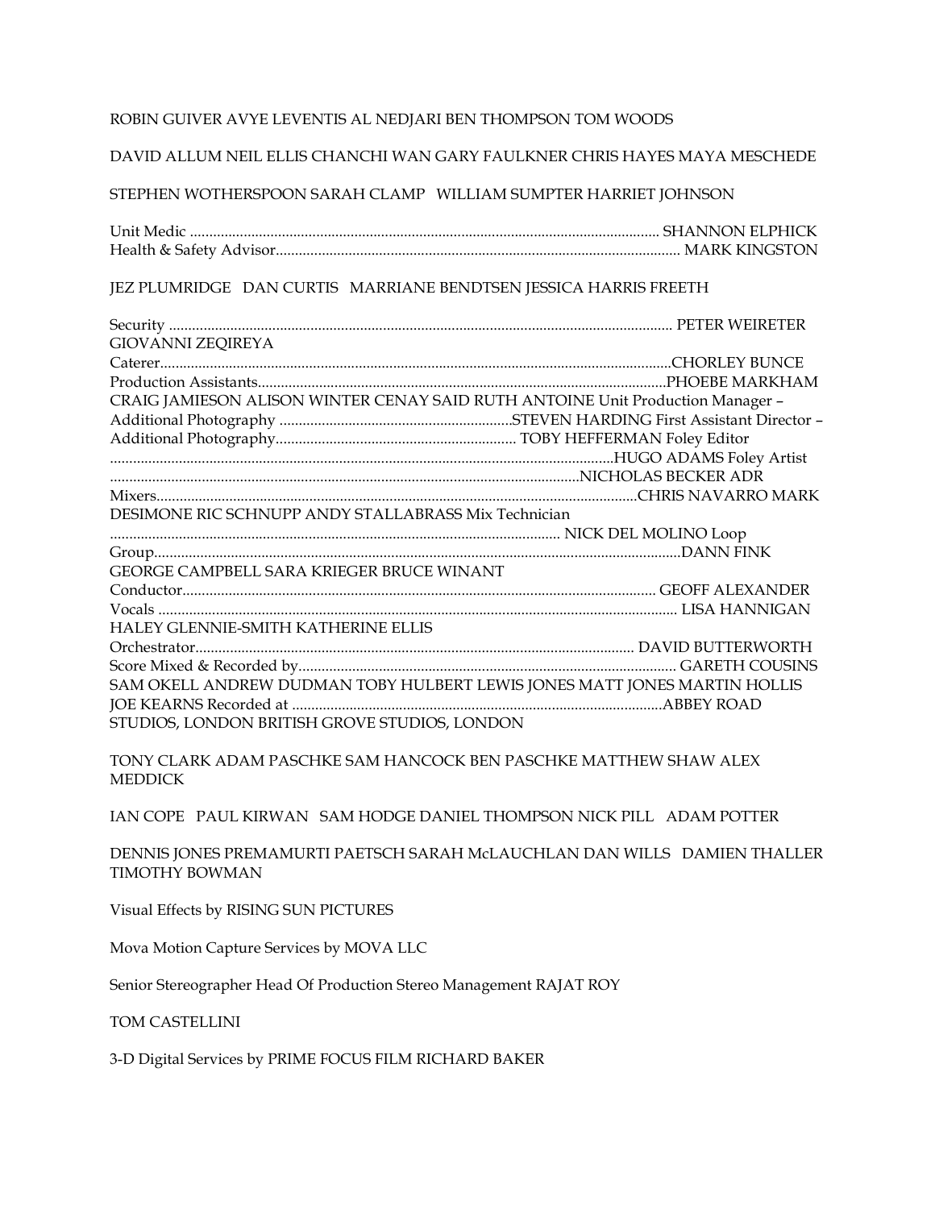ROBIN GUIVER AVYE LEVENTIS AL NEDJARI BEN THOMPSON TOM WOODS

DAVID ALLUM NEIL ELLIS CHANCHI WAN GARY FAULKNER CHRIS HAYES MAYA MESCHEDE

STEPHEN WOTHERSPOON SARAH CLAMP   WILLIAM SUMPTER HARRIET JOHNSON

Unit Medic ........................................................................................................................... SHANNON ELPHICK
Health & Safety Advisor......................................................................................................... MARK KINGSTON

JEZ PLUMRIDGE   DAN CURTIS   MARRIANE BENDTSEN JESSICA HARRIS FREETH

Security .................................................................................................................................. PETER WEIRETER
GIOVANNI ZEQIREYA
Caterer....................................................................................................................................CHORLEY BUNCE
Production Assistants..........................................................................................................PHOEBE MARKHAM
CRAIG JAMIESON ALISON WINTER CENAY SAID RUTH ANTOINE Unit Production Manager – Additional Photography ............................................................STEVEN HARDING First Assistant Director – Additional Photography............................................................. TOBY HEFFERMAN Foley Editor ..................................................................................................................................HUGO ADAMS Foley Artist ..........................................................................................................................NICHOLAS BECKER ADR Mixers............................................................................................................................CHRIS NAVARRO MARK DESIMONE RIC SCHNUPP ANDY STALLABRASS Mix Technician .................................................................................................................... NICK DEL MOLINO Loop Group........................................................................................................................................DANN FINK
GEORGE CAMPBELL SARA KRIEGER BRUCE WINANT
Conductor............................................................................................................................ GEOFF ALEXANDER
Vocals ....................................................................................................................................... LISA HANNIGAN
HALEY GLENNIE-SMITH KATHERINE ELLIS
Orchestrator................................................................................................................. DAVID BUTTERWORTH
Score Mixed & Recorded by................................................................................................. GARETH COUSINS
SAM OKELL ANDREW DUDMAN TOBY HULBERT LEWIS JONES MATT JONES MARTIN HOLLIS JOE KEARNS Recorded at ................................................................................................ABBEY ROAD STUDIOS, LONDON BRITISH GROVE STUDIOS, LONDON

TONY CLARK ADAM PASCHKE SAM HANCOCK BEN PASCHKE MATTHEW SHAW ALEX MEDDICK

IAN COPE   PAUL KIRWAN   SAM HODGE DANIEL THOMPSON NICK PILL   ADAM POTTER

DENNIS JONES PREMAMURTI PAETSCH SARAH McLAUCHLAN DAN WILLS   DAMIEN THALLER TIMOTHY BOWMAN

Visual Effects by RISING SUN PICTURES

Mova Motion Capture Services by MOVA LLC

Senior Stereographer Head Of Production Stereo Management RAJAT ROY

TOM CASTELLINI

3-D Digital Services by PRIME FOCUS FILM RICHARD BAKER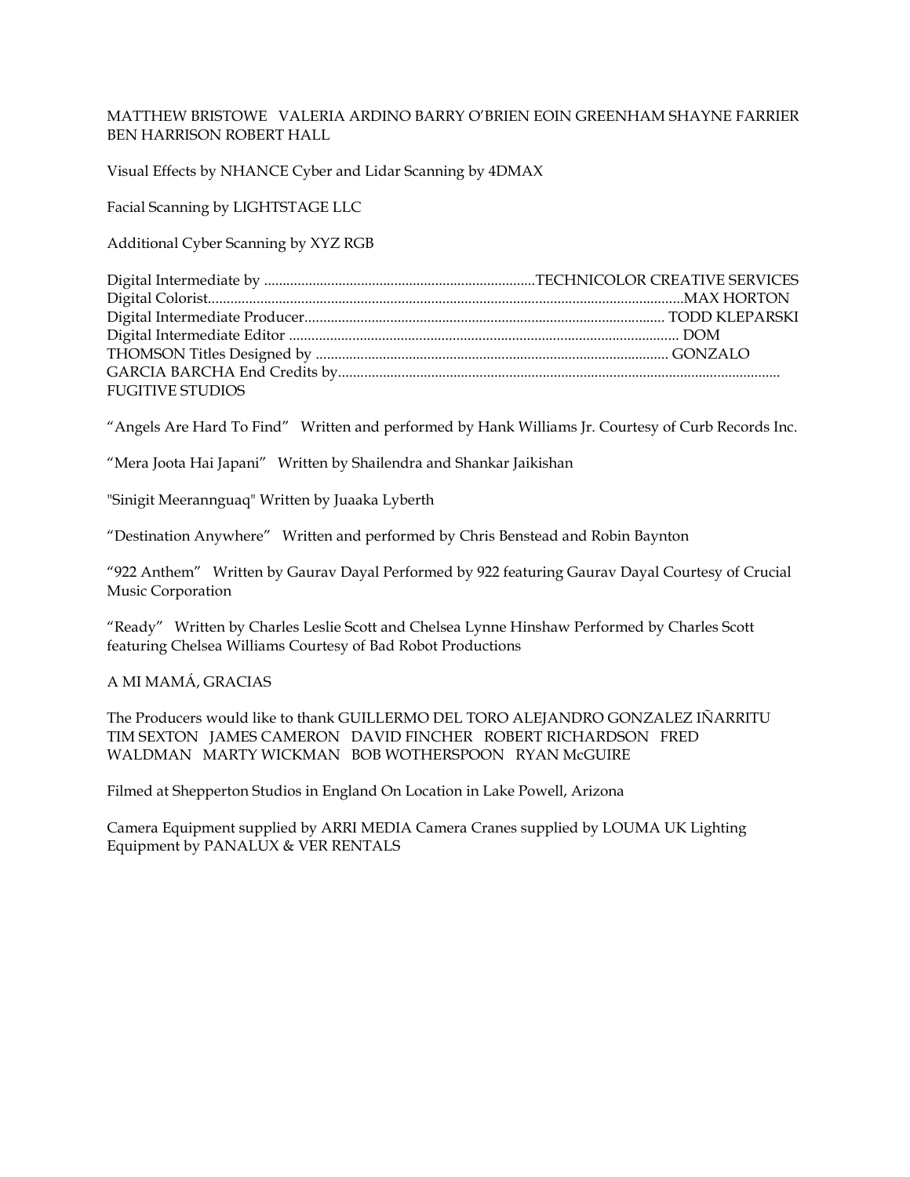MATTHEW BRISTOWE   VALERIA ARDINO BARRY O'BRIEN EOIN GREENHAM SHAYNE FARRIER BEN HARRISON ROBERT HALL

Visual Effects by NHANCE Cyber and Lidar Scanning by 4DMAX

Facial Scanning by LIGHTSTAGE LLC

Additional Cyber Scanning by XYZ RGB

Digital Intermediate by ........................................................................TECHNICOLOR CREATIVE SERVICES
Digital Colorist..............................................................................................................................MAX HORTON
Digital Intermediate Producer................................................................................................ TODD KLEPARSKI
Digital Intermediate Editor ........................................................................................................ DOM
THOMSON Titles Designed by .............................................................................................. GONZALO
GARCIA BARCHA End Credits by.....................................................................................................................
FUGITIVE STUDIOS

"Angels Are Hard To Find"   Written and performed by Hank Williams Jr. Courtesy of Curb Records Inc.

"Mera Joota Hai Japani"   Written by Shailendra and Shankar Jaikishan

"Sinigit Meerannguaq" Written by Juaaka Lyberth

"Destination Anywhere"   Written and performed by Chris Benstead and Robin Baynton

"922 Anthem"   Written by Gaurav Dayal Performed by 922 featuring Gaurav Dayal Courtesy of Crucial Music Corporation

"Ready"   Written by Charles Leslie Scott and Chelsea Lynne Hinshaw Performed by Charles Scott featuring Chelsea Williams Courtesy of Bad Robot Productions

A MI MAMÁ, GRACIAS

The Producers would like to thank GUILLERMO DEL TORO ALEJANDRO GONZALEZ IÑARRITU TIM SEXTON   JAMES CAMERON   DAVID FINCHER   ROBERT RICHARDSON   FRED WALDMAN   MARTY WICKMAN   BOB WOTHERSPOON   RYAN McGUIRE

Filmed at Shepperton Studios in England On Location in Lake Powell, Arizona

Camera Equipment supplied by ARRI MEDIA Camera Cranes supplied by LOUMA UK Lighting Equipment by PANALUX & VER RENTALS